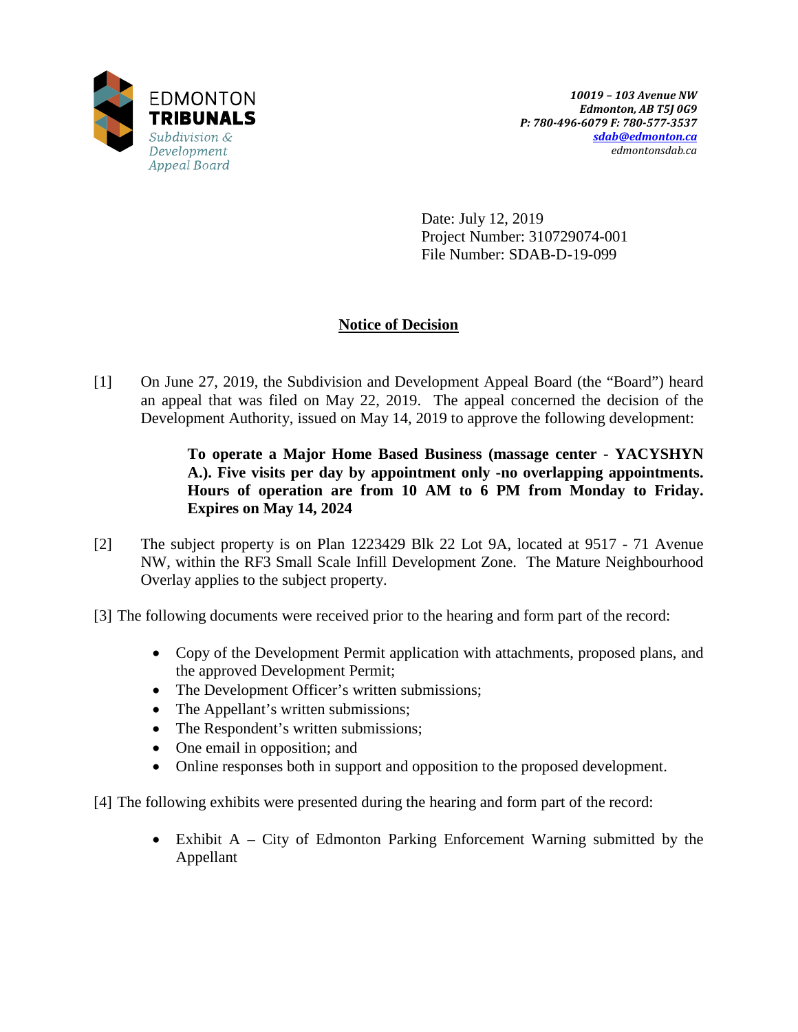EDMONTON
**TRIBUNALS**
*Subdivision & Development Appeal Board*

***10019 – 103 Avenue NW***
***Edmonton, AB T5J 0G9***
***P: 780-496-6079 F: 780-577-3537***
***sdab@edmonton.ca***
*edmontonsdab.ca*

Date: July 12, 2019
Project Number: 310729074-001
File Number: SDAB-D-19-099

## Notice of Decision

[1] On June 27, 2019, the Subdivision and Development Appeal Board (the "Board") heard an appeal that was filed on May 22, 2019. The appeal concerned the decision of the Development Authority, issued on May 14, 2019 to approve the following development:

> **To operate a Major Home Based Business (massage center - YACYSHYN A.). Five visits per day by appointment only -no overlapping appointments. Hours of operation are from 10 AM to 6 PM from Monday to Friday. Expires on May 14, 2024**

[2] The subject property is on Plan 1223429 Blk 22 Lot 9A, located at 9517 - 71 Avenue NW, within the RF3 Small Scale Infill Development Zone. The Mature Neighbourhood Overlay applies to the subject property.

[3] The following documents were received prior to the hearing and form part of the record:

- Copy of the Development Permit application with attachments, proposed plans, and the approved Development Permit;
- The Development Officer's written submissions;
- The Appellant's written submissions;
- The Respondent's written submissions;
- One email in opposition; and
- Online responses both in support and opposition to the proposed development.

[4] The following exhibits were presented during the hearing and form part of the record:

- Exhibit A – City of Edmonton Parking Enforcement Warning submitted by the Appellant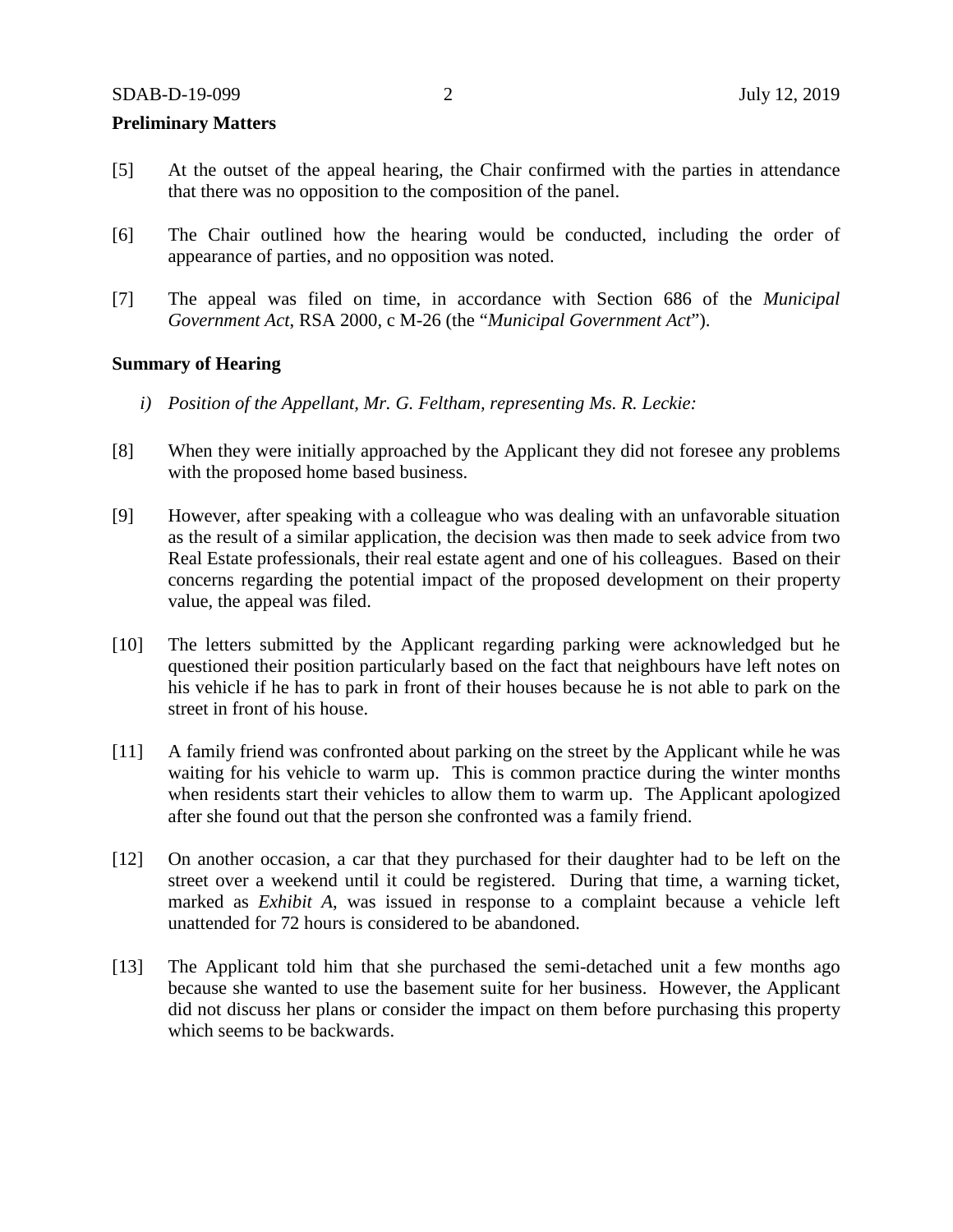**Preliminary Matters**

[5] At the outset of the appeal hearing, the Chair confirmed with the parties in attendance that there was no opposition to the composition of the panel.

[6] The Chair outlined how the hearing would be conducted, including the order of appearance of parties, and no opposition was noted.

[7] The appeal was filed on time, in accordance with Section 686 of the *Municipal Government Act*, RSA 2000, c M-26 (the "*Municipal Government Act*").

**Summary of Hearing**

*i) Position of the Appellant, Mr. G. Feltham, representing Ms. R. Leckie:*

[8] When they were initially approached by the Applicant they did not foresee any problems with the proposed home based business.

[9] However, after speaking with a colleague who was dealing with an unfavorable situation as the result of a similar application, the decision was then made to seek advice from two Real Estate professionals, their real estate agent and one of his colleagues. Based on their concerns regarding the potential impact of the proposed development on their property value, the appeal was filed.

[10] The letters submitted by the Applicant regarding parking were acknowledged but he questioned their position particularly based on the fact that neighbours have left notes on his vehicle if he has to park in front of their houses because he is not able to park on the street in front of his house.

[11] A family friend was confronted about parking on the street by the Applicant while he was waiting for his vehicle to warm up. This is common practice during the winter months when residents start their vehicles to allow them to warm up. The Applicant apologized after she found out that the person she confronted was a family friend.

[12] On another occasion, a car that they purchased for their daughter had to be left on the street over a weekend until it could be registered. During that time, a warning ticket, marked as *Exhibit A*, was issued in response to a complaint because a vehicle left unattended for 72 hours is considered to be abandoned.

[13] The Applicant told him that she purchased the semi-detached unit a few months ago because she wanted to use the basement suite for her business. However, the Applicant did not discuss her plans or consider the impact on them before purchasing this property which seems to be backwards.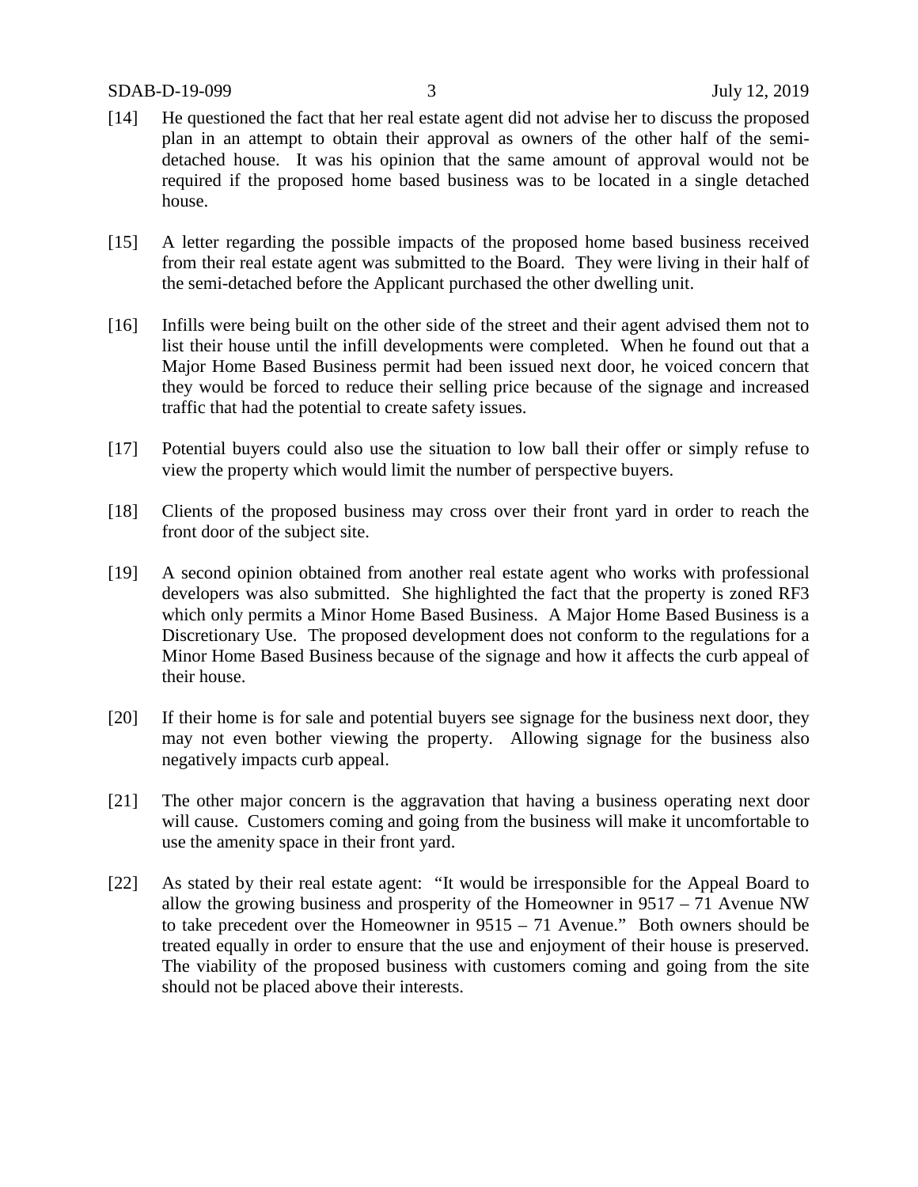[14] He questioned the fact that her real estate agent did not advise her to discuss the proposed plan in an attempt to obtain their approval as owners of the other half of the semi-detached house. It was his opinion that the same amount of approval would not be required if the proposed home based business was to be located in a single detached house.

[15] A letter regarding the possible impacts of the proposed home based business received from their real estate agent was submitted to the Board. They were living in their half of the semi-detached before the Applicant purchased the other dwelling unit.

[16] Infills were being built on the other side of the street and their agent advised them not to list their house until the infill developments were completed. When he found out that a Major Home Based Business permit had been issued next door, he voiced concern that they would be forced to reduce their selling price because of the signage and increased traffic that had the potential to create safety issues.

[17] Potential buyers could also use the situation to low ball their offer or simply refuse to view the property which would limit the number of perspective buyers.

[18] Clients of the proposed business may cross over their front yard in order to reach the front door of the subject site.

[19] A second opinion obtained from another real estate agent who works with professional developers was also submitted. She highlighted the fact that the property is zoned RF3 which only permits a Minor Home Based Business. A Major Home Based Business is a Discretionary Use. The proposed development does not conform to the regulations for a Minor Home Based Business because of the signage and how it affects the curb appeal of their house.

[20] If their home is for sale and potential buyers see signage for the business next door, they may not even bother viewing the property. Allowing signage for the business also negatively impacts curb appeal.

[21] The other major concern is the aggravation that having a business operating next door will cause. Customers coming and going from the business will make it uncomfortable to use the amenity space in their front yard.

[22] As stated by their real estate agent: "It would be irresponsible for the Appeal Board to allow the growing business and prosperity of the Homeowner in 9517 – 71 Avenue NW to take precedent over the Homeowner in 9515 – 71 Avenue." Both owners should be treated equally in order to ensure that the use and enjoyment of their house is preserved. The viability of the proposed business with customers coming and going from the site should not be placed above their interests.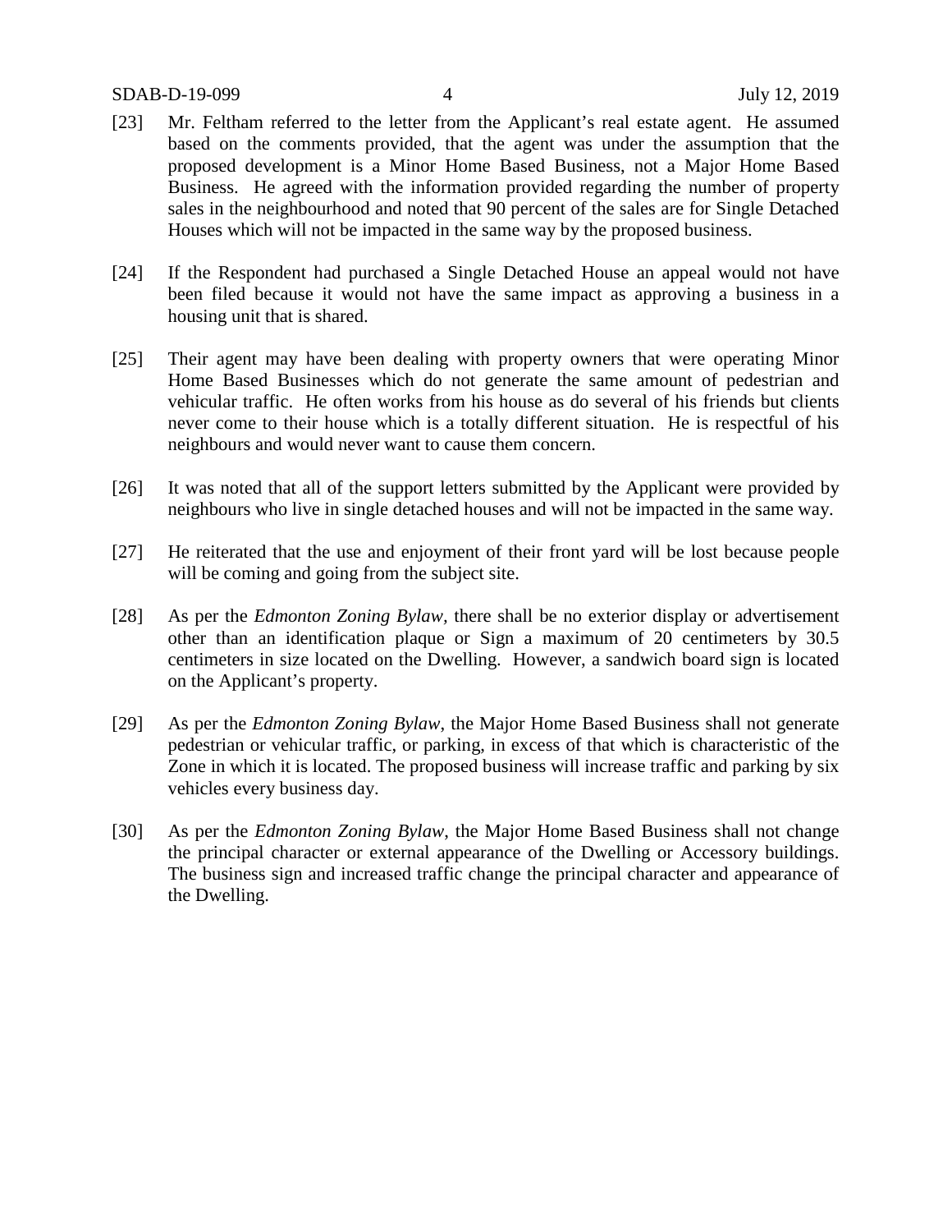[23] Mr. Feltham referred to the letter from the Applicant's real estate agent. He assumed based on the comments provided, that the agent was under the assumption that the proposed development is a Minor Home Based Business, not a Major Home Based Business. He agreed with the information provided regarding the number of property sales in the neighbourhood and noted that 90 percent of the sales are for Single Detached Houses which will not be impacted in the same way by the proposed business.

[24] If the Respondent had purchased a Single Detached House an appeal would not have been filed because it would not have the same impact as approving a business in a housing unit that is shared.

[25] Their agent may have been dealing with property owners that were operating Minor Home Based Businesses which do not generate the same amount of pedestrian and vehicular traffic. He often works from his house as do several of his friends but clients never come to their house which is a totally different situation. He is respectful of his neighbours and would never want to cause them concern.

[26] It was noted that all of the support letters submitted by the Applicant were provided by neighbours who live in single detached houses and will not be impacted in the same way.

[27] He reiterated that the use and enjoyment of their front yard will be lost because people will be coming and going from the subject site.

[28] As per the *Edmonton Zoning Bylaw*, there shall be no exterior display or advertisement other than an identification plaque or Sign a maximum of 20 centimeters by 30.5 centimeters in size located on the Dwelling. However, a sandwich board sign is located on the Applicant's property.

[29] As per the *Edmonton Zoning Bylaw*, the Major Home Based Business shall not generate pedestrian or vehicular traffic, or parking, in excess of that which is characteristic of the Zone in which it is located. The proposed business will increase traffic and parking by six vehicles every business day.

[30] As per the *Edmonton Zoning Bylaw*, the Major Home Based Business shall not change the principal character or external appearance of the Dwelling or Accessory buildings. The business sign and increased traffic change the principal character and appearance of the Dwelling.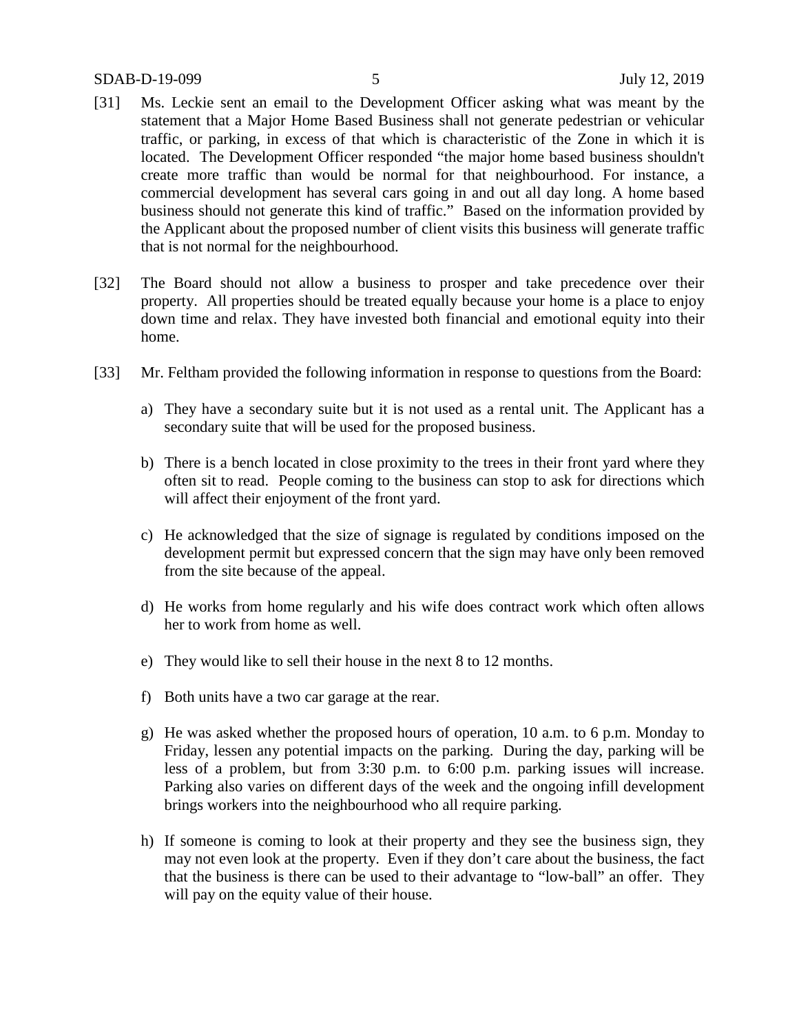[31] Ms. Leckie sent an email to the Development Officer asking what was meant by the statement that a Major Home Based Business shall not generate pedestrian or vehicular traffic, or parking, in excess of that which is characteristic of the Zone in which it is located. The Development Officer responded "the major home based business shouldn't create more traffic than would be normal for that neighbourhood. For instance, a commercial development has several cars going in and out all day long. A home based business should not generate this kind of traffic." Based on the information provided by the Applicant about the proposed number of client visits this business will generate traffic that is not normal for the neighbourhood.

[32] The Board should not allow a business to prosper and take precedence over their property. All properties should be treated equally because your home is a place to enjoy down time and relax. They have invested both financial and emotional equity into their home.

[33] Mr. Feltham provided the following information in response to questions from the Board:

a) They have a secondary suite but it is not used as a rental unit. The Applicant has a secondary suite that will be used for the proposed business.

b) There is a bench located in close proximity to the trees in their front yard where they often sit to read. People coming to the business can stop to ask for directions which will affect their enjoyment of the front yard.

c) He acknowledged that the size of signage is regulated by conditions imposed on the development permit but expressed concern that the sign may have only been removed from the site because of the appeal.

d) He works from home regularly and his wife does contract work which often allows her to work from home as well.

e) They would like to sell their house in the next 8 to 12 months.

f) Both units have a two car garage at the rear.

g) He was asked whether the proposed hours of operation, 10 a.m. to 6 p.m. Monday to Friday, lessen any potential impacts on the parking. During the day, parking will be less of a problem, but from 3:30 p.m. to 6:00 p.m. parking issues will increase. Parking also varies on different days of the week and the ongoing infill development brings workers into the neighbourhood who all require parking.

h) If someone is coming to look at their property and they see the business sign, they may not even look at the property. Even if they don't care about the business, the fact that the business is there can be used to their advantage to "low-ball" an offer. They will pay on the equity value of their house.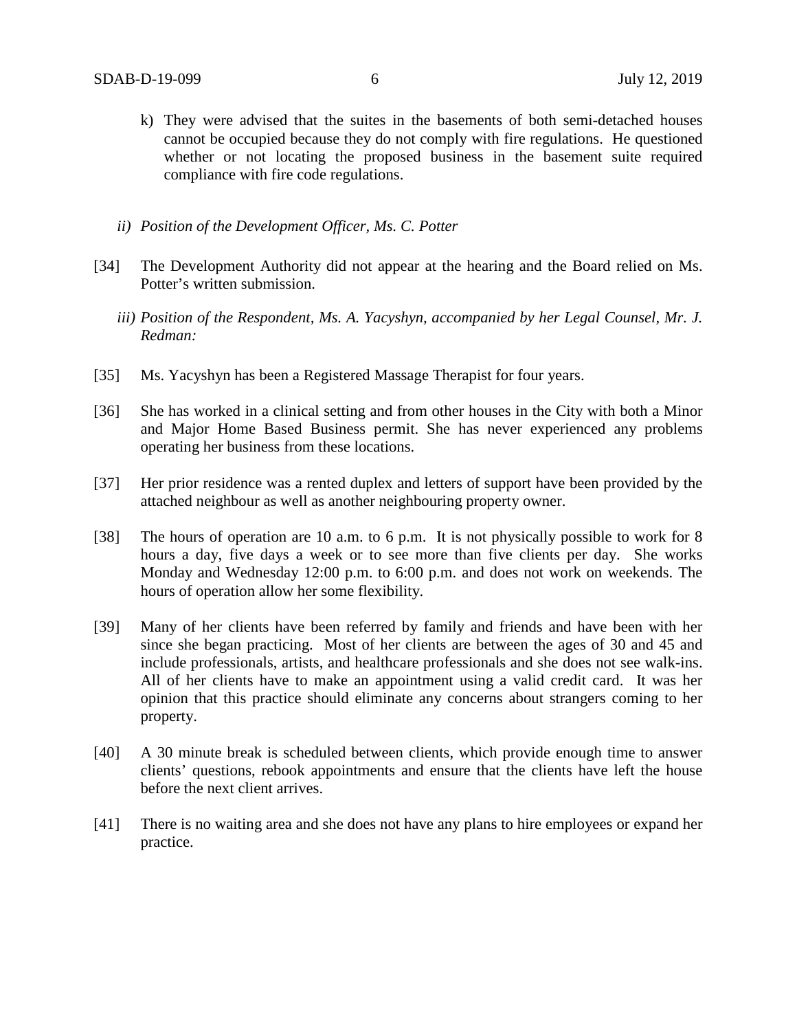k) They were advised that the suites in the basements of both semi-detached houses cannot be occupied because they do not comply with fire regulations. He questioned whether or not locating the proposed business in the basement suite required compliance with fire code regulations.

*ii) Position of the Development Officer, Ms. C. Potter*

[34] The Development Authority did not appear at the hearing and the Board relied on Ms. Potter's written submission.

*iii) Position of the Respondent, Ms. A. Yacyshyn, accompanied by her Legal Counsel, Mr. J. Redman:*

[35] Ms. Yacyshyn has been a Registered Massage Therapist for four years.

[36] She has worked in a clinical setting and from other houses in the City with both a Minor and Major Home Based Business permit. She has never experienced any problems operating her business from these locations.

[37] Her prior residence was a rented duplex and letters of support have been provided by the attached neighbour as well as another neighbouring property owner.

[38] The hours of operation are 10 a.m. to 6 p.m. It is not physically possible to work for 8 hours a day, five days a week or to see more than five clients per day. She works Monday and Wednesday 12:00 p.m. to 6:00 p.m. and does not work on weekends. The hours of operation allow her some flexibility.

[39] Many of her clients have been referred by family and friends and have been with her since she began practicing. Most of her clients are between the ages of 30 and 45 and include professionals, artists, and healthcare professionals and she does not see walk-ins. All of her clients have to make an appointment using a valid credit card. It was her opinion that this practice should eliminate any concerns about strangers coming to her property.

[40] A 30 minute break is scheduled between clients, which provide enough time to answer clients' questions, rebook appointments and ensure that the clients have left the house before the next client arrives.

[41] There is no waiting area and she does not have any plans to hire employees or expand her practice.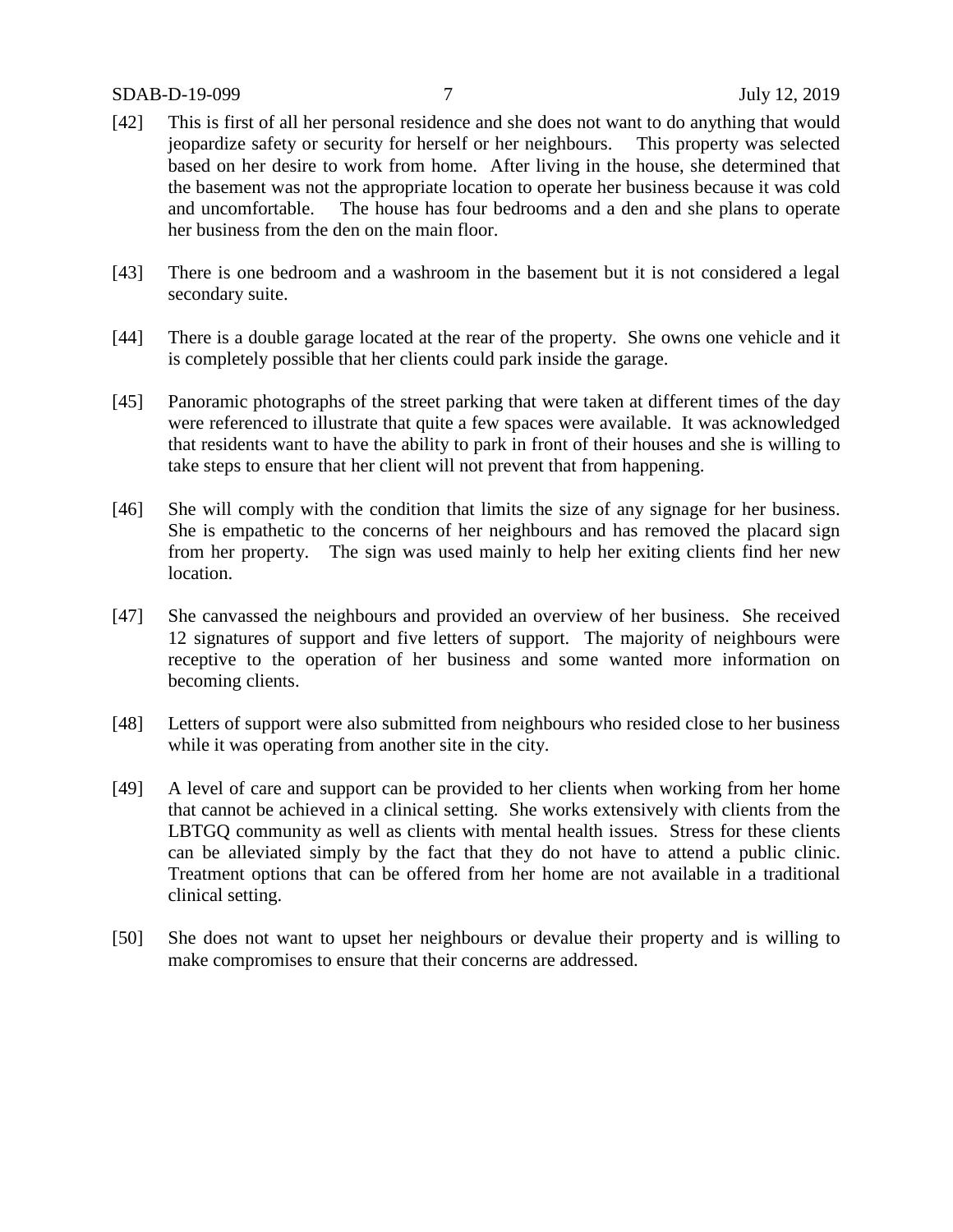[42] This is first of all her personal residence and she does not want to do anything that would jeopardize safety or security for herself or her neighbours. This property was selected based on her desire to work from home. After living in the house, she determined that the basement was not the appropriate location to operate her business because it was cold and uncomfortable. The house has four bedrooms and a den and she plans to operate her business from the den on the main floor.

[43] There is one bedroom and a washroom in the basement but it is not considered a legal secondary suite.

[44] There is a double garage located at the rear of the property. She owns one vehicle and it is completely possible that her clients could park inside the garage.

[45] Panoramic photographs of the street parking that were taken at different times of the day were referenced to illustrate that quite a few spaces were available. It was acknowledged that residents want to have the ability to park in front of their houses and she is willing to take steps to ensure that her client will not prevent that from happening.

[46] She will comply with the condition that limits the size of any signage for her business. She is empathetic to the concerns of her neighbours and has removed the placard sign from her property. The sign was used mainly to help her exiting clients find her new location.

[47] She canvassed the neighbours and provided an overview of her business. She received 12 signatures of support and five letters of support. The majority of neighbours were receptive to the operation of her business and some wanted more information on becoming clients.

[48] Letters of support were also submitted from neighbours who resided close to her business while it was operating from another site in the city.

[49] A level of care and support can be provided to her clients when working from her home that cannot be achieved in a clinical setting. She works extensively with clients from the LBTGQ community as well as clients with mental health issues. Stress for these clients can be alleviated simply by the fact that they do not have to attend a public clinic. Treatment options that can be offered from her home are not available in a traditional clinical setting.

[50] She does not want to upset her neighbours or devalue their property and is willing to make compromises to ensure that their concerns are addressed.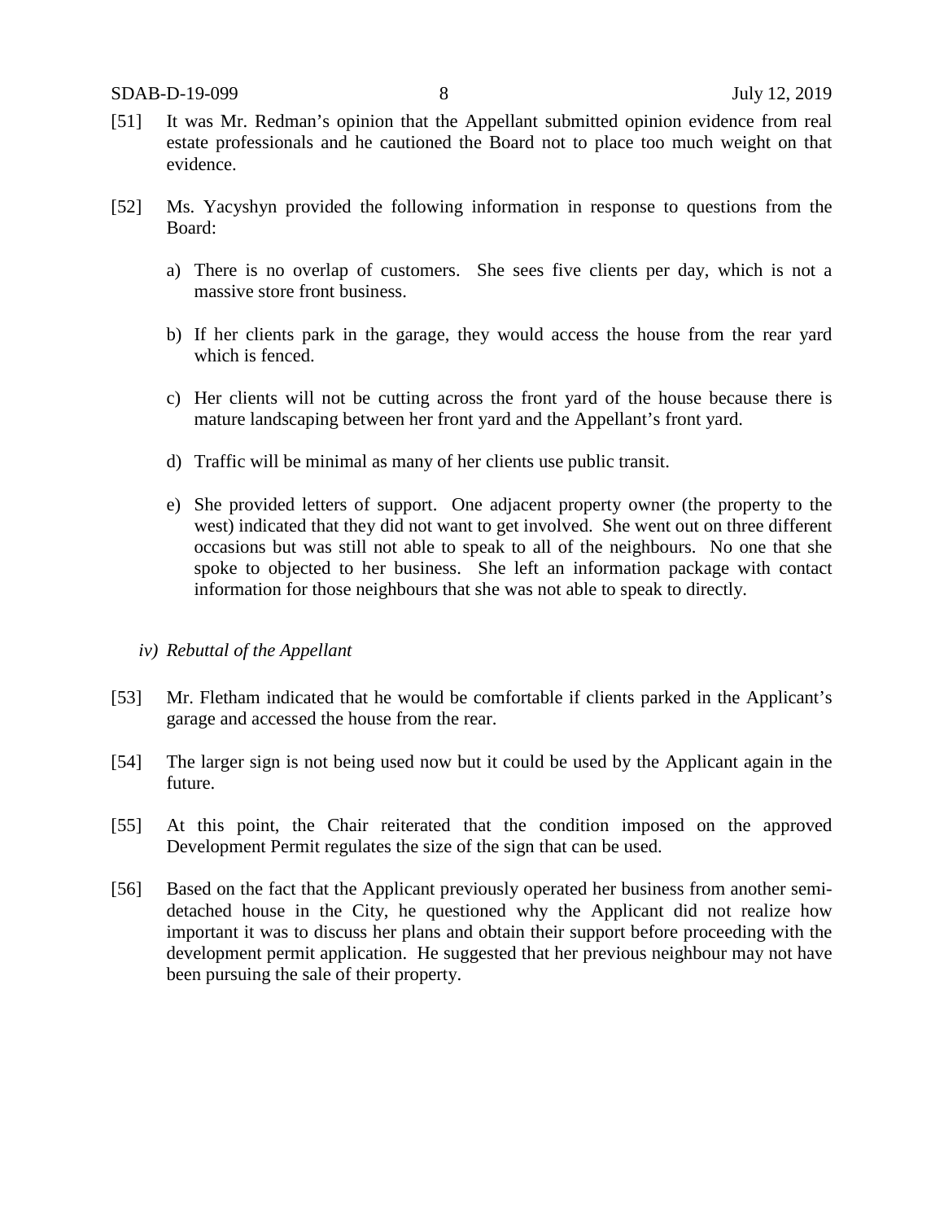[51] It was Mr. Redman's opinion that the Appellant submitted opinion evidence from real estate professionals and he cautioned the Board not to place too much weight on that evidence.

[52] Ms. Yacyshyn provided the following information in response to questions from the Board:

a) There is no overlap of customers. She sees five clients per day, which is not a massive store front business.

b) If her clients park in the garage, they would access the house from the rear yard which is fenced.

c) Her clients will not be cutting across the front yard of the house because there is mature landscaping between her front yard and the Appellant's front yard.

d) Traffic will be minimal as many of her clients use public transit.

e) She provided letters of support. One adjacent property owner (the property to the west) indicated that they did not want to get involved. She went out on three different occasions but was still not able to speak to all of the neighbours. No one that she spoke to objected to her business. She left an information package with contact information for those neighbours that she was not able to speak to directly.

*iv) Rebuttal of the Appellant*

[53] Mr. Fletham indicated that he would be comfortable if clients parked in the Applicant's garage and accessed the house from the rear.

[54] The larger sign is not being used now but it could be used by the Applicant again in the future.

[55] At this point, the Chair reiterated that the condition imposed on the approved Development Permit regulates the size of the sign that can be used.

[56] Based on the fact that the Applicant previously operated her business from another semi-detached house in the City, he questioned why the Applicant did not realize how important it was to discuss her plans and obtain their support before proceeding with the development permit application. He suggested that her previous neighbour may not have been pursuing the sale of their property.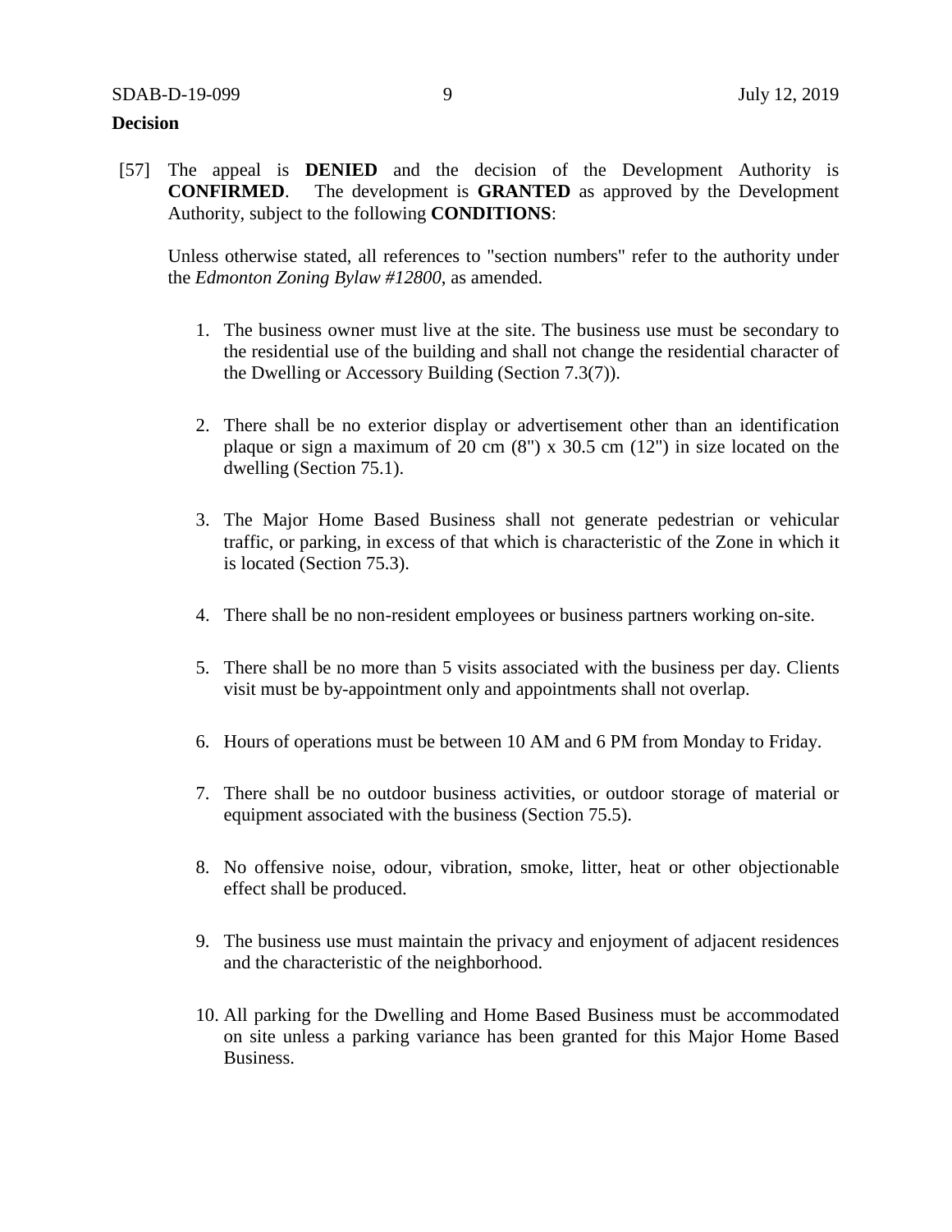**Decision**

[57] The appeal is **DENIED** and the decision of the Development Authority is **CONFIRMED**. The development is **GRANTED** as approved by the Development Authority, subject to the following **CONDITIONS**:

Unless otherwise stated, all references to "section numbers" refer to the authority under the *Edmonton Zoning Bylaw #12800*, as amended.

1. The business owner must live at the site. The business use must be secondary to the residential use of the building and shall not change the residential character of the Dwelling or Accessory Building (Section 7.3(7)).

2. There shall be no exterior display or advertisement other than an identification plaque or sign a maximum of 20 cm (8") x 30.5 cm (12") in size located on the dwelling (Section 75.1).

3. The Major Home Based Business shall not generate pedestrian or vehicular traffic, or parking, in excess of that which is characteristic of the Zone in which it is located (Section 75.3).

4. There shall be no non-resident employees or business partners working on-site.

5. There shall be no more than 5 visits associated with the business per day. Clients visit must be by-appointment only and appointments shall not overlap.

6. Hours of operations must be between 10 AM and 6 PM from Monday to Friday.

7. There shall be no outdoor business activities, or outdoor storage of material or equipment associated with the business (Section 75.5).

8. No offensive noise, odour, vibration, smoke, litter, heat or other objectionable effect shall be produced.

9. The business use must maintain the privacy and enjoyment of adjacent residences and the characteristic of the neighborhood.

10. All parking for the Dwelling and Home Based Business must be accommodated on site unless a parking variance has been granted for this Major Home Based Business.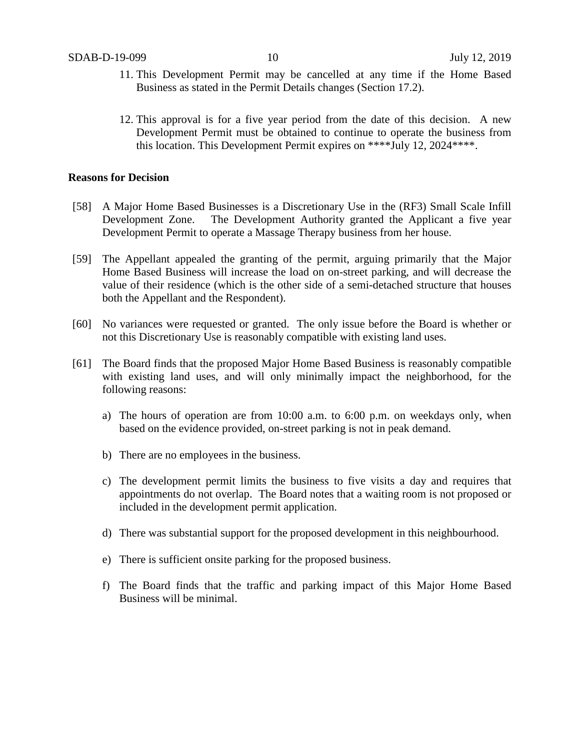11. This Development Permit may be cancelled at any time if the Home Based Business as stated in the Permit Details changes (Section 17.2).

12. This approval is for a five year period from the date of this decision. A new Development Permit must be obtained to continue to operate the business from this location. This Development Permit expires on ****July 12, 2024****.

**Reasons for Decision**

[58] A Major Home Based Businesses is a Discretionary Use in the (RF3) Small Scale Infill Development Zone. The Development Authority granted the Applicant a five year Development Permit to operate a Massage Therapy business from her house.

[59] The Appellant appealed the granting of the permit, arguing primarily that the Major Home Based Business will increase the load on on-street parking, and will decrease the value of their residence (which is the other side of a semi-detached structure that houses both the Appellant and the Respondent).

[60] No variances were requested or granted. The only issue before the Board is whether or not this Discretionary Use is reasonably compatible with existing land uses.

[61] The Board finds that the proposed Major Home Based Business is reasonably compatible with existing land uses, and will only minimally impact the neighborhood, for the following reasons:

a) The hours of operation are from 10:00 a.m. to 6:00 p.m. on weekdays only, when based on the evidence provided, on-street parking is not in peak demand.

b) There are no employees in the business.

c) The development permit limits the business to five visits a day and requires that appointments do not overlap. The Board notes that a waiting room is not proposed or included in the development permit application.

d) There was substantial support for the proposed development in this neighbourhood.

e) There is sufficient onsite parking for the proposed business.

f) The Board finds that the traffic and parking impact of this Major Home Based Business will be minimal.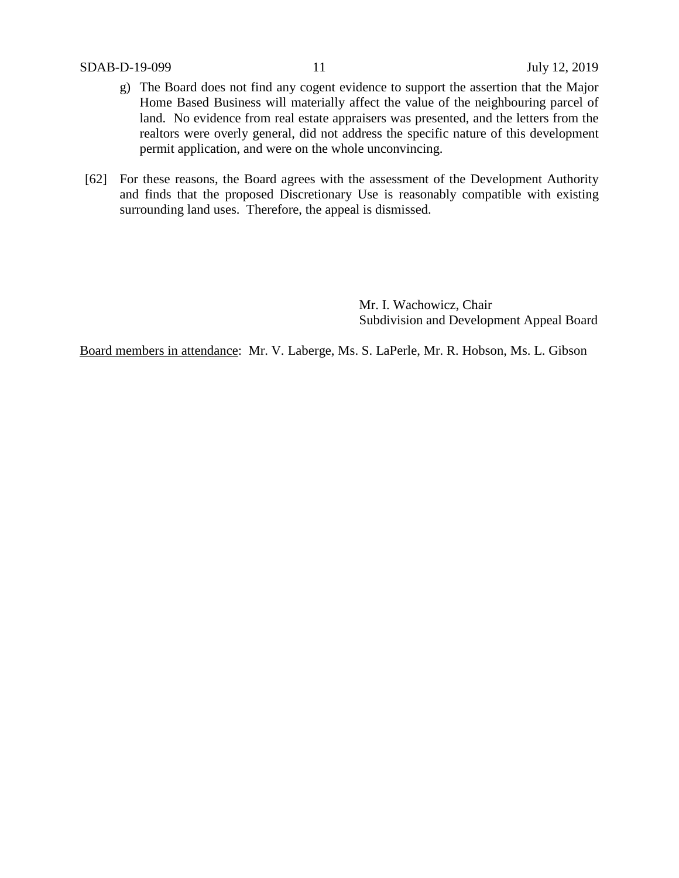g) The Board does not find any cogent evidence to support the assertion that the Major Home Based Business will materially affect the value of the neighbouring parcel of land. No evidence from real estate appraisers was presented, and the letters from the realtors were overly general, did not address the specific nature of this development permit application, and were on the whole unconvincing.

[62] For these reasons, the Board agrees with the assessment of the Development Authority and finds that the proposed Discretionary Use is reasonably compatible with existing surrounding land uses. Therefore, the appeal is dismissed.

Mr. I. Wachowicz, Chair
Subdivision and Development Appeal Board

Board members in attendance: Mr. V. Laberge, Ms. S. LaPerle, Mr. R. Hobson, Ms. L. Gibson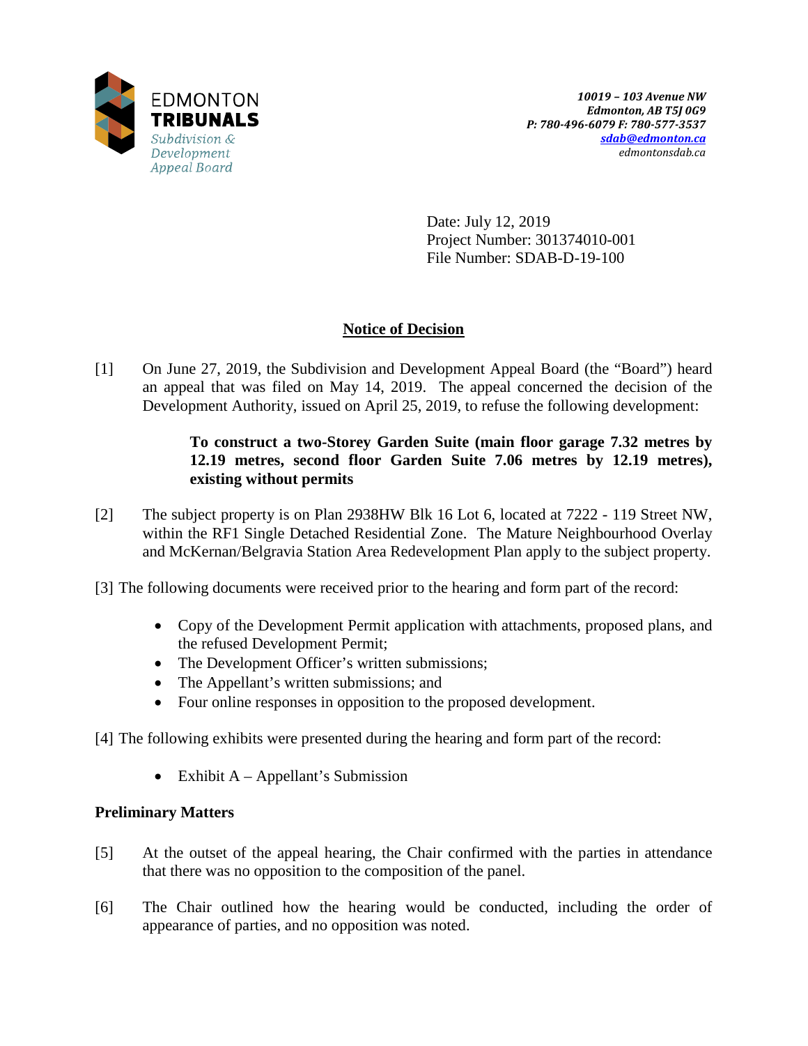EDMONTON **TRIBUNALS**
*Subdivision & Development Appeal Board*

*10019 – 103 Avenue NW*
*Edmonton, AB T5J 0G9*
*P: 780-496-6079 F: 780-577-3537*
*sdab@edmonton.ca*
*edmontonsdab.ca*

Date: July 12, 2019
Project Number: 301374010-001
File Number: SDAB-D-19-100

## Notice of Decision

[1] On June 27, 2019, the Subdivision and Development Appeal Board (the "Board") heard an appeal that was filed on May 14, 2019. The appeal concerned the decision of the Development Authority, issued on April 25, 2019, to refuse the following development:

> **To construct a two-Storey Garden Suite (main floor garage 7.32 metres by 12.19 metres, second floor Garden Suite 7.06 metres by 12.19 metres), existing without permits**

[2] The subject property is on Plan 2938HW Blk 16 Lot 6, located at 7222 - 119 Street NW, within the RF1 Single Detached Residential Zone. The Mature Neighbourhood Overlay and McKernan/Belgravia Station Area Redevelopment Plan apply to the subject property.

[3] The following documents were received prior to the hearing and form part of the record:

- Copy of the Development Permit application with attachments, proposed plans, and the refused Development Permit;
- The Development Officer's written submissions;
- The Appellant's written submissions; and
- Four online responses in opposition to the proposed development.

[4] The following exhibits were presented during the hearing and form part of the record:

- Exhibit A – Appellant's Submission

### Preliminary Matters

[5] At the outset of the appeal hearing, the Chair confirmed with the parties in attendance that there was no opposition to the composition of the panel.

[6] The Chair outlined how the hearing would be conducted, including the order of appearance of parties, and no opposition was noted.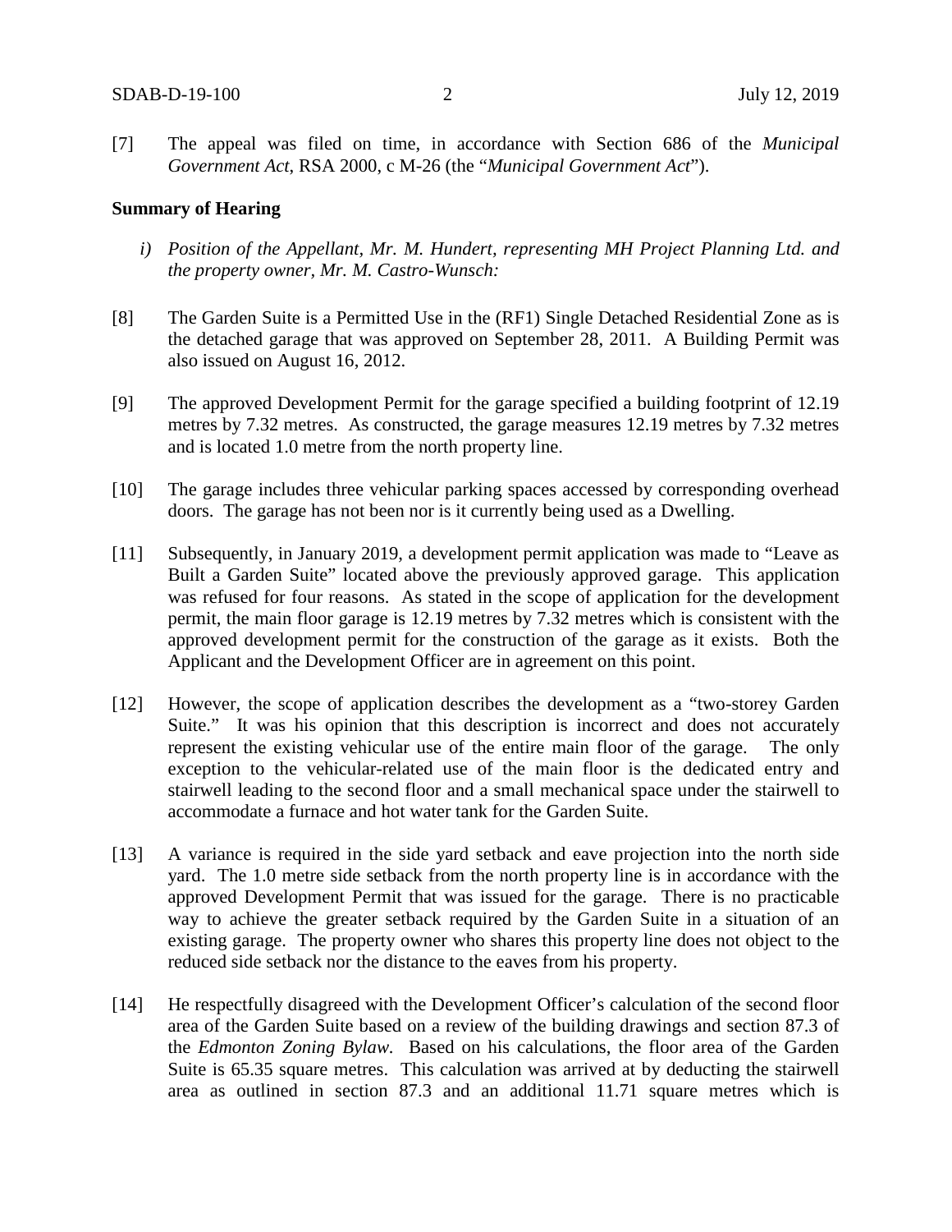[7] The appeal was filed on time, in accordance with Section 686 of the *Municipal Government Act*, RSA 2000, c M-26 (the "*Municipal Government Act*").

**Summary of Hearing**

*i) Position of the Appellant, Mr. M. Hundert, representing MH Project Planning Ltd. and the property owner, Mr. M. Castro-Wunsch:*

[8] The Garden Suite is a Permitted Use in the (RF1) Single Detached Residential Zone as is the detached garage that was approved on September 28, 2011. A Building Permit was also issued on August 16, 2012.

[9] The approved Development Permit for the garage specified a building footprint of 12.19 metres by 7.32 metres. As constructed, the garage measures 12.19 metres by 7.32 metres and is located 1.0 metre from the north property line.

[10] The garage includes three vehicular parking spaces accessed by corresponding overhead doors. The garage has not been nor is it currently being used as a Dwelling.

[11] Subsequently, in January 2019, a development permit application was made to "Leave as Built a Garden Suite" located above the previously approved garage. This application was refused for four reasons. As stated in the scope of application for the development permit, the main floor garage is 12.19 metres by 7.32 metres which is consistent with the approved development permit for the construction of the garage as it exists. Both the Applicant and the Development Officer are in agreement on this point.

[12] However, the scope of application describes the development as a "two-storey Garden Suite." It was his opinion that this description is incorrect and does not accurately represent the existing vehicular use of the entire main floor of the garage. The only exception to the vehicular-related use of the main floor is the dedicated entry and stairwell leading to the second floor and a small mechanical space under the stairwell to accommodate a furnace and hot water tank for the Garden Suite.

[13] A variance is required in the side yard setback and eave projection into the north side yard. The 1.0 metre side setback from the north property line is in accordance with the approved Development Permit that was issued for the garage. There is no practicable way to achieve the greater setback required by the Garden Suite in a situation of an existing garage. The property owner who shares this property line does not object to the reduced side setback nor the distance to the eaves from his property.

[14] He respectfully disagreed with the Development Officer's calculation of the second floor area of the Garden Suite based on a review of the building drawings and section 87.3 of the *Edmonton Zoning Bylaw.* Based on his calculations, the floor area of the Garden Suite is 65.35 square metres. This calculation was arrived at by deducting the stairwell area as outlined in section 87.3 and an additional 11.71 square metres which is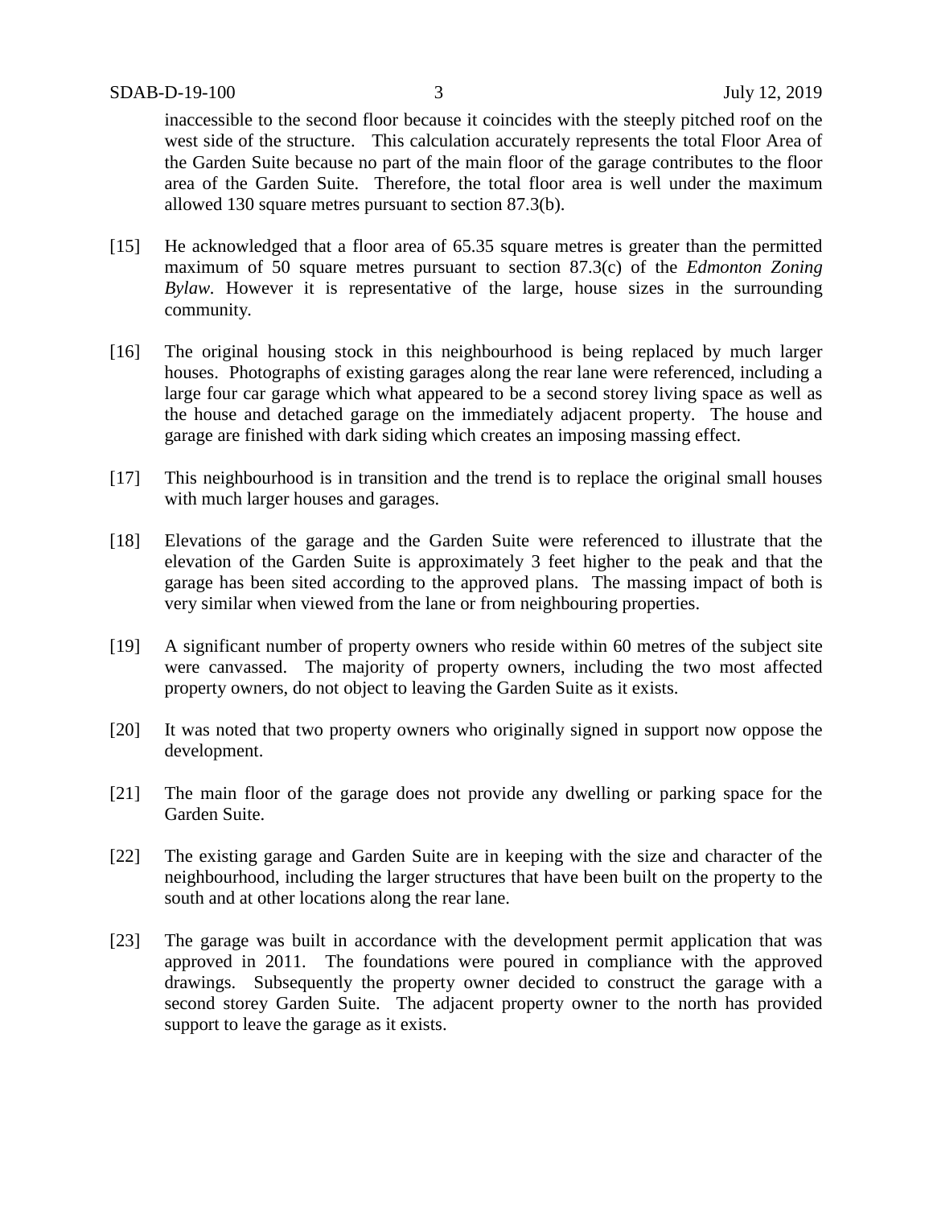inaccessible to the second floor because it coincides with the steeply pitched roof on the west side of the structure. This calculation accurately represents the total Floor Area of the Garden Suite because no part of the main floor of the garage contributes to the floor area of the Garden Suite. Therefore, the total floor area is well under the maximum allowed 130 square metres pursuant to section 87.3(b).

[15] He acknowledged that a floor area of 65.35 square metres is greater than the permitted maximum of 50 square metres pursuant to section 87.3(c) of the *Edmonton Zoning Bylaw*. However it is representative of the large, house sizes in the surrounding community.

[16] The original housing stock in this neighbourhood is being replaced by much larger houses. Photographs of existing garages along the rear lane were referenced, including a large four car garage which what appeared to be a second storey living space as well as the house and detached garage on the immediately adjacent property. The house and garage are finished with dark siding which creates an imposing massing effect.

[17] This neighbourhood is in transition and the trend is to replace the original small houses with much larger houses and garages.

[18] Elevations of the garage and the Garden Suite were referenced to illustrate that the elevation of the Garden Suite is approximately 3 feet higher to the peak and that the garage has been sited according to the approved plans. The massing impact of both is very similar when viewed from the lane or from neighbouring properties.

[19] A significant number of property owners who reside within 60 metres of the subject site were canvassed. The majority of property owners, including the two most affected property owners, do not object to leaving the Garden Suite as it exists.

[20] It was noted that two property owners who originally signed in support now oppose the development.

[21] The main floor of the garage does not provide any dwelling or parking space for the Garden Suite.

[22] The existing garage and Garden Suite are in keeping with the size and character of the neighbourhood, including the larger structures that have been built on the property to the south and at other locations along the rear lane.

[23] The garage was built in accordance with the development permit application that was approved in 2011. The foundations were poured in compliance with the approved drawings. Subsequently the property owner decided to construct the garage with a second storey Garden Suite. The adjacent property owner to the north has provided support to leave the garage as it exists.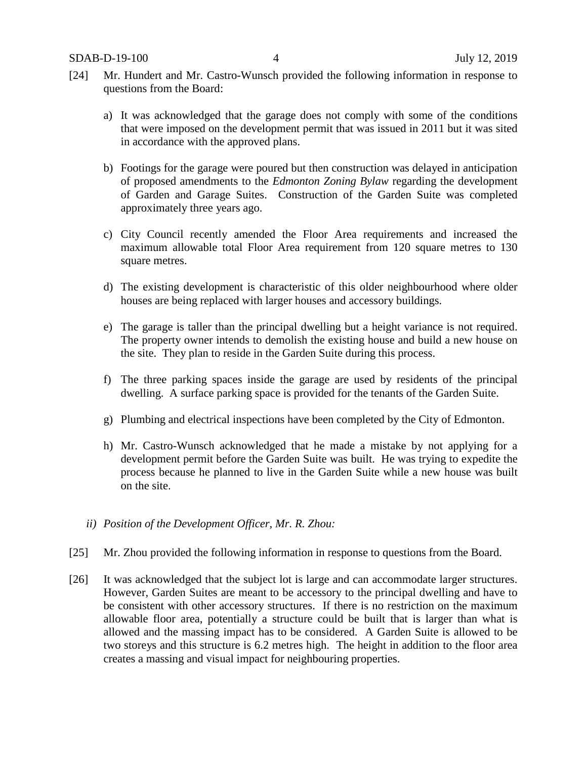[24] Mr. Hundert and Mr. Castro-Wunsch provided the following information in response to questions from the Board:

a) It was acknowledged that the garage does not comply with some of the conditions that were imposed on the development permit that was issued in 2011 but it was sited in accordance with the approved plans.

b) Footings for the garage were poured but then construction was delayed in anticipation of proposed amendments to the *Edmonton Zoning Bylaw* regarding the development of Garden and Garage Suites. Construction of the Garden Suite was completed approximately three years ago.

c) City Council recently amended the Floor Area requirements and increased the maximum allowable total Floor Area requirement from 120 square metres to 130 square metres.

d) The existing development is characteristic of this older neighbourhood where older houses are being replaced with larger houses and accessory buildings.

e) The garage is taller than the principal dwelling but a height variance is not required. The property owner intends to demolish the existing house and build a new house on the site. They plan to reside in the Garden Suite during this process.

f) The three parking spaces inside the garage are used by residents of the principal dwelling. A surface parking space is provided for the tenants of the Garden Suite.

g) Plumbing and electrical inspections have been completed by the City of Edmonton.

h) Mr. Castro-Wunsch acknowledged that he made a mistake by not applying for a development permit before the Garden Suite was built. He was trying to expedite the process because he planned to live in the Garden Suite while a new house was built on the site.

*ii) Position of the Development Officer, Mr. R. Zhou:*

[25] Mr. Zhou provided the following information in response to questions from the Board.

[26] It was acknowledged that the subject lot is large and can accommodate larger structures. However, Garden Suites are meant to be accessory to the principal dwelling and have to be consistent with other accessory structures. If there is no restriction on the maximum allowable floor area, potentially a structure could be built that is larger than what is allowed and the massing impact has to be considered. A Garden Suite is allowed to be two storeys and this structure is 6.2 metres high. The height in addition to the floor area creates a massing and visual impact for neighbouring properties.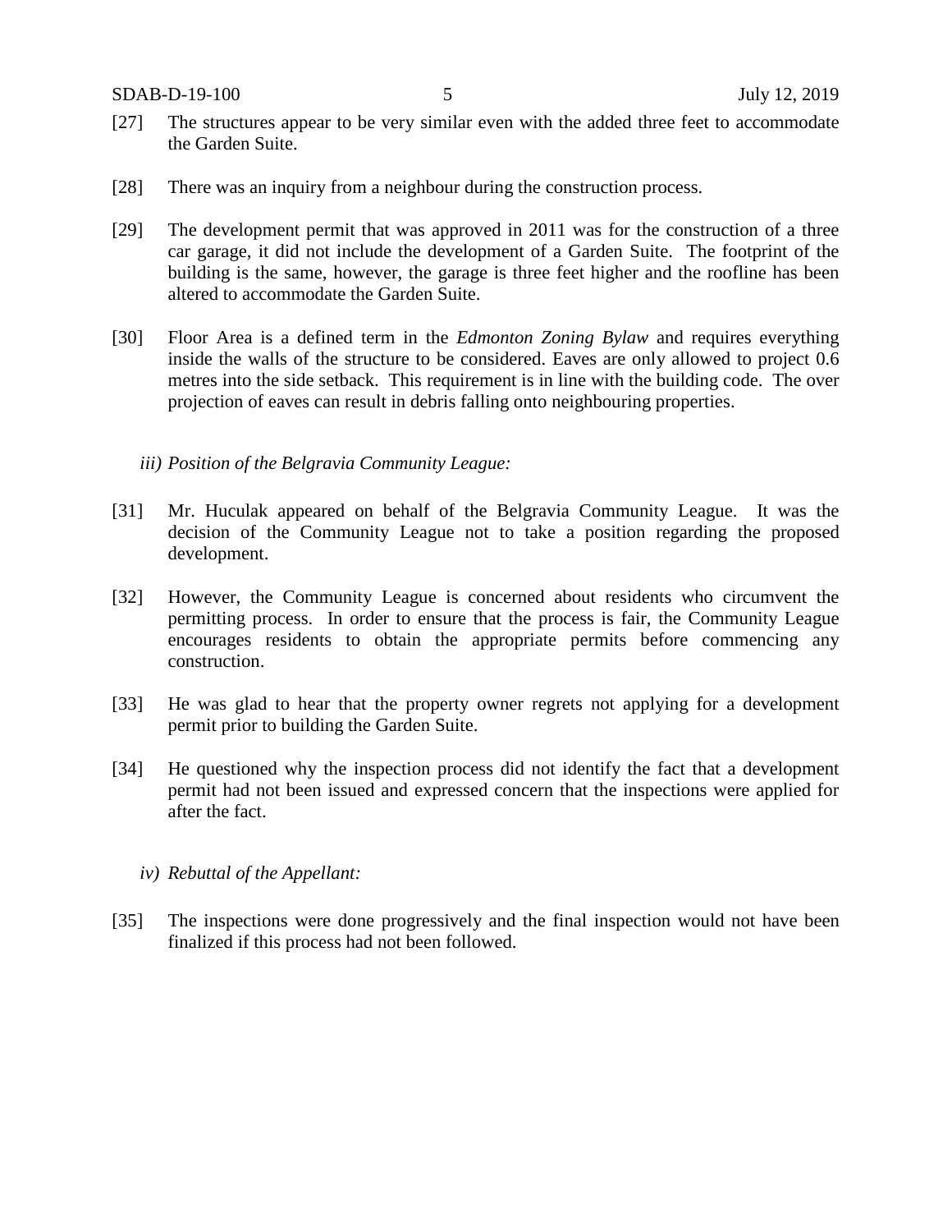[27] The structures appear to be very similar even with the added three feet to accommodate the Garden Suite.

[28] There was an inquiry from a neighbour during the construction process.

[29] The development permit that was approved in 2011 was for the construction of a three car garage, it did not include the development of a Garden Suite. The footprint of the building is the same, however, the garage is three feet higher and the roofline has been altered to accommodate the Garden Suite.

[30] Floor Area is a defined term in the *Edmonton Zoning Bylaw* and requires everything inside the walls of the structure to be considered. Eaves are only allowed to project 0.6 metres into the side setback. This requirement is in line with the building code. The over projection of eaves can result in debris falling onto neighbouring properties.

*iii) Position of the Belgravia Community League:*

[31] Mr. Huculak appeared on behalf of the Belgravia Community League. It was the decision of the Community League not to take a position regarding the proposed development.

[32] However, the Community League is concerned about residents who circumvent the permitting process. In order to ensure that the process is fair, the Community League encourages residents to obtain the appropriate permits before commencing any construction.

[33] He was glad to hear that the property owner regrets not applying for a development permit prior to building the Garden Suite.

[34] He questioned why the inspection process did not identify the fact that a development permit had not been issued and expressed concern that the inspections were applied for after the fact.

*iv) Rebuttal of the Appellant:*

[35] The inspections were done progressively and the final inspection would not have been finalized if this process had not been followed.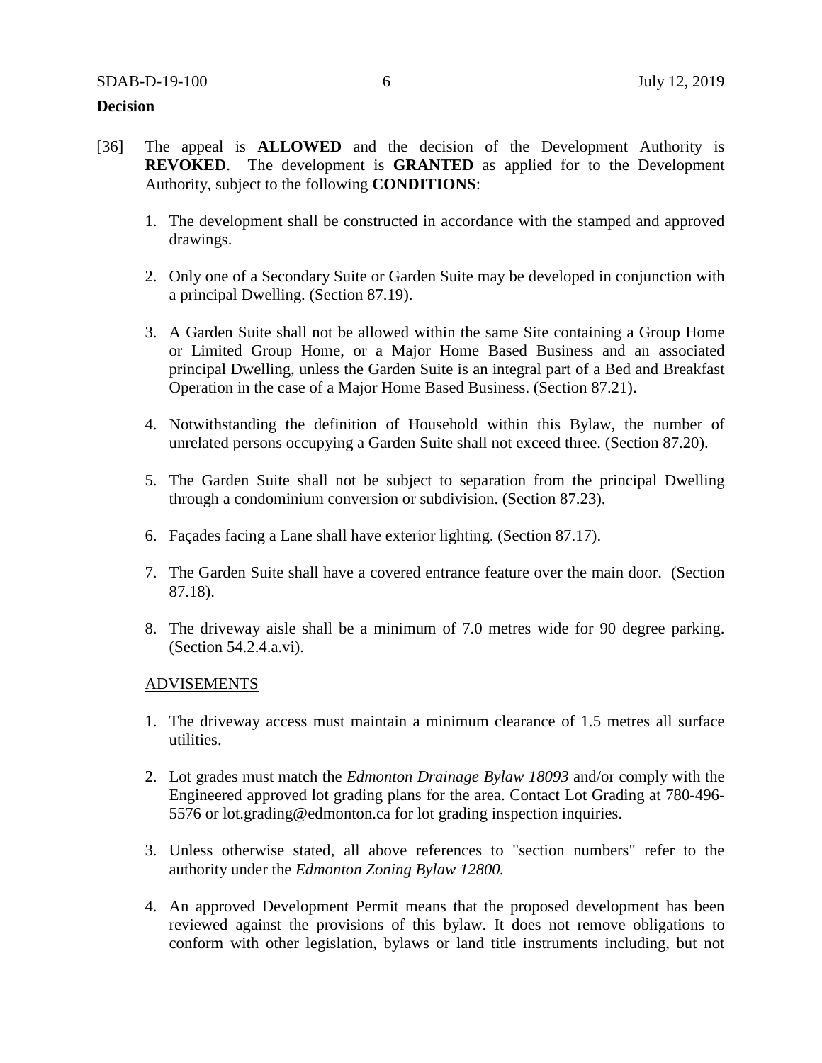**Decision**

[36] The appeal is **ALLOWED** and the decision of the Development Authority is **REVOKED**. The development is **GRANTED** as applied for to the Development Authority, subject to the following **CONDITIONS**:

1. The development shall be constructed in accordance with the stamped and approved drawings.

2. Only one of a Secondary Suite or Garden Suite may be developed in conjunction with a principal Dwelling. (Section 87.19).

3. A Garden Suite shall not be allowed within the same Site containing a Group Home or Limited Group Home, or a Major Home Based Business and an associated principal Dwelling, unless the Garden Suite is an integral part of a Bed and Breakfast Operation in the case of a Major Home Based Business. (Section 87.21).

4. Notwithstanding the definition of Household within this Bylaw, the number of unrelated persons occupying a Garden Suite shall not exceed three. (Section 87.20).

5. The Garden Suite shall not be subject to separation from the principal Dwelling through a condominium conversion or subdivision. (Section 87.23).

6. Façades facing a Lane shall have exterior lighting. (Section 87.17).

7. The Garden Suite shall have a covered entrance feature over the main door. (Section 87.18).

8. The driveway aisle shall be a minimum of 7.0 metres wide for 90 degree parking. (Section 54.2.4.a.vi).

<u>ADVISEMENTS</u>

1. The driveway access must maintain a minimum clearance of 1.5 metres all surface utilities.

2. Lot grades must match the *Edmonton Drainage Bylaw 18093* and/or comply with the Engineered approved lot grading plans for the area. Contact Lot Grading at 780-496-5576 or lot.grading@edmonton.ca for lot grading inspection inquiries.

3. Unless otherwise stated, all above references to "section numbers" refer to the authority under the *Edmonton Zoning Bylaw 12800.*

4. An approved Development Permit means that the proposed development has been reviewed against the provisions of this bylaw. It does not remove obligations to conform with other legislation, bylaws or land title instruments including, but not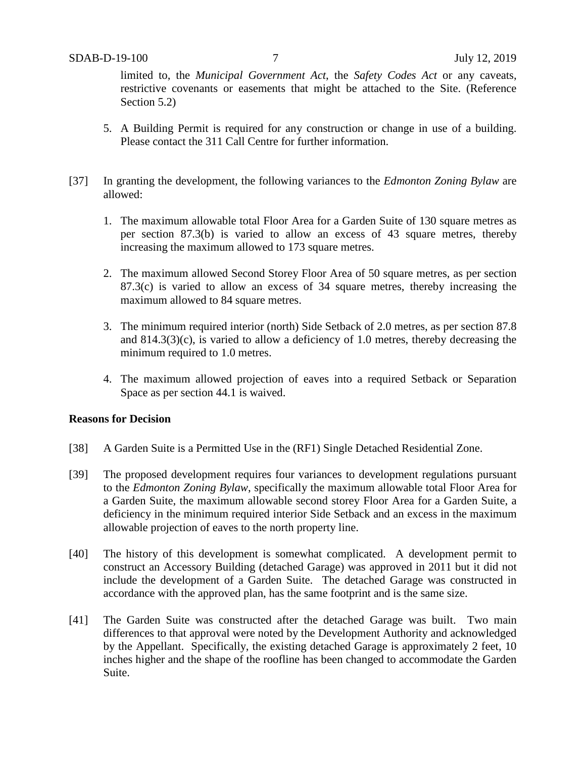limited to, the *Municipal Government Act*, the *Safety Codes Act* or any caveats, restrictive covenants or easements that might be attached to the Site. (Reference Section 5.2)

5. A Building Permit is required for any construction or change in use of a building. Please contact the 311 Call Centre for further information.

[37] In granting the development, the following variances to the *Edmonton Zoning Bylaw* are allowed:

1. The maximum allowable total Floor Area for a Garden Suite of 130 square metres as per section 87.3(b) is varied to allow an excess of 43 square metres, thereby increasing the maximum allowed to 173 square metres.

2. The maximum allowed Second Storey Floor Area of 50 square metres, as per section 87.3(c) is varied to allow an excess of 34 square metres, thereby increasing the maximum allowed to 84 square metres.

3. The minimum required interior (north) Side Setback of 2.0 metres, as per section 87.8 and 814.3(3)(c), is varied to allow a deficiency of 1.0 metres, thereby decreasing the minimum required to 1.0 metres.

4. The maximum allowed projection of eaves into a required Setback or Separation Space as per section 44.1 is waived.

**Reasons for Decision**

[38] A Garden Suite is a Permitted Use in the (RF1) Single Detached Residential Zone.

[39] The proposed development requires four variances to development regulations pursuant to the *Edmonton Zoning Bylaw*, specifically the maximum allowable total Floor Area for a Garden Suite, the maximum allowable second storey Floor Area for a Garden Suite, a deficiency in the minimum required interior Side Setback and an excess in the maximum allowable projection of eaves to the north property line.

[40] The history of this development is somewhat complicated. A development permit to construct an Accessory Building (detached Garage) was approved in 2011 but it did not include the development of a Garden Suite. The detached Garage was constructed in accordance with the approved plan, has the same footprint and is the same size.

[41] The Garden Suite was constructed after the detached Garage was built. Two main differences to that approval were noted by the Development Authority and acknowledged by the Appellant. Specifically, the existing detached Garage is approximately 2 feet, 10 inches higher and the shape of the roofline has been changed to accommodate the Garden Suite.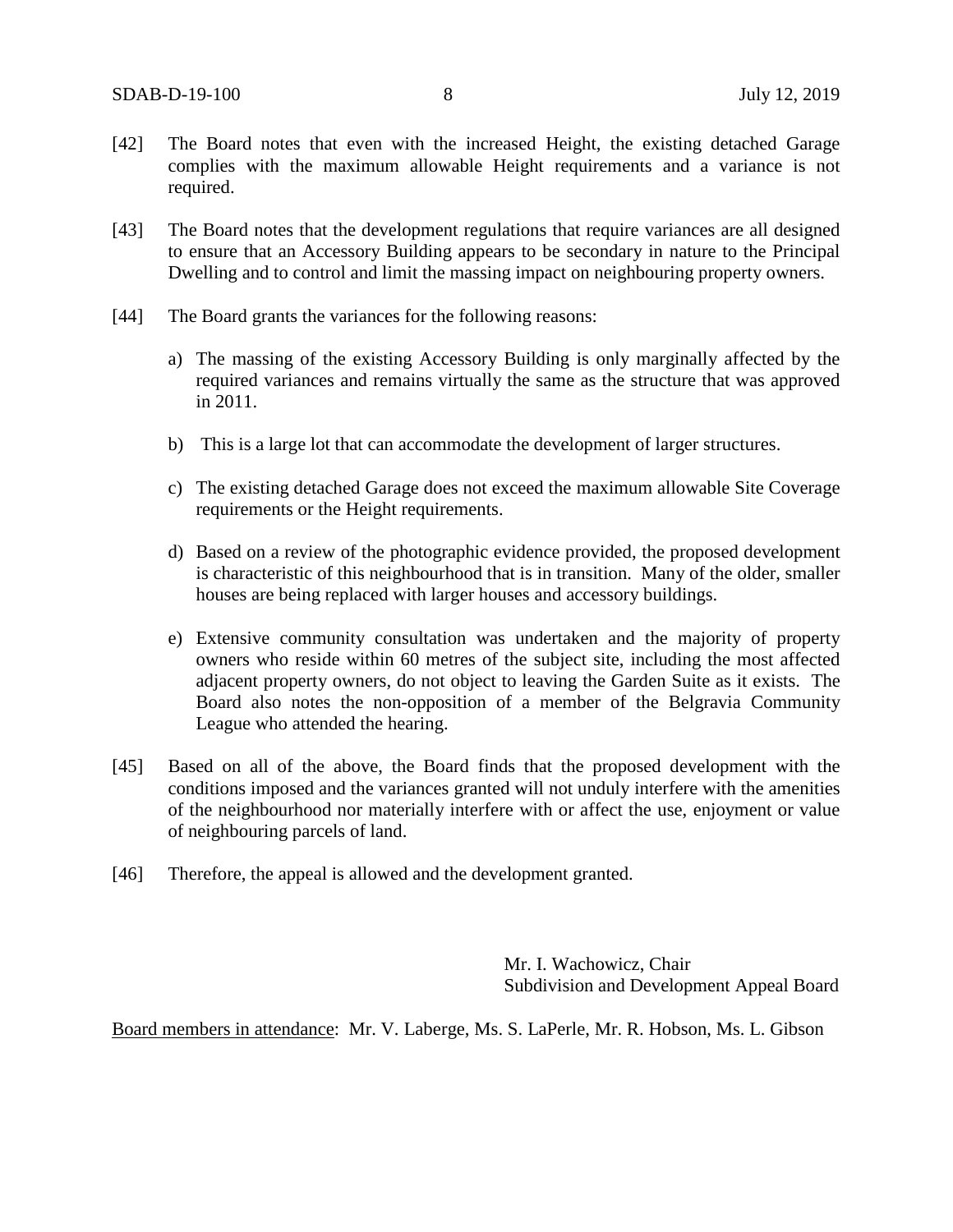[42] The Board notes that even with the increased Height, the existing detached Garage complies with the maximum allowable Height requirements and a variance is not required.

[43] The Board notes that the development regulations that require variances are all designed to ensure that an Accessory Building appears to be secondary in nature to the Principal Dwelling and to control and limit the massing impact on neighbouring property owners.

[44] The Board grants the variances for the following reasons:

a) The massing of the existing Accessory Building is only marginally affected by the required variances and remains virtually the same as the structure that was approved in 2011.

b) This is a large lot that can accommodate the development of larger structures.

c) The existing detached Garage does not exceed the maximum allowable Site Coverage requirements or the Height requirements.

d) Based on a review of the photographic evidence provided, the proposed development is characteristic of this neighbourhood that is in transition. Many of the older, smaller houses are being replaced with larger houses and accessory buildings.

e) Extensive community consultation was undertaken and the majority of property owners who reside within 60 metres of the subject site, including the most affected adjacent property owners, do not object to leaving the Garden Suite as it exists. The Board also notes the non-opposition of a member of the Belgravia Community League who attended the hearing.

[45] Based on all of the above, the Board finds that the proposed development with the conditions imposed and the variances granted will not unduly interfere with the amenities of the neighbourhood nor materially interfere with or affect the use, enjoyment or value of neighbouring parcels of land.

[46] Therefore, the appeal is allowed and the development granted.

Mr. I. Wachowicz, Chair
Subdivision and Development Appeal Board

Board members in attendance: Mr. V. Laberge, Ms. S. LaPerle, Mr. R. Hobson, Ms. L. Gibson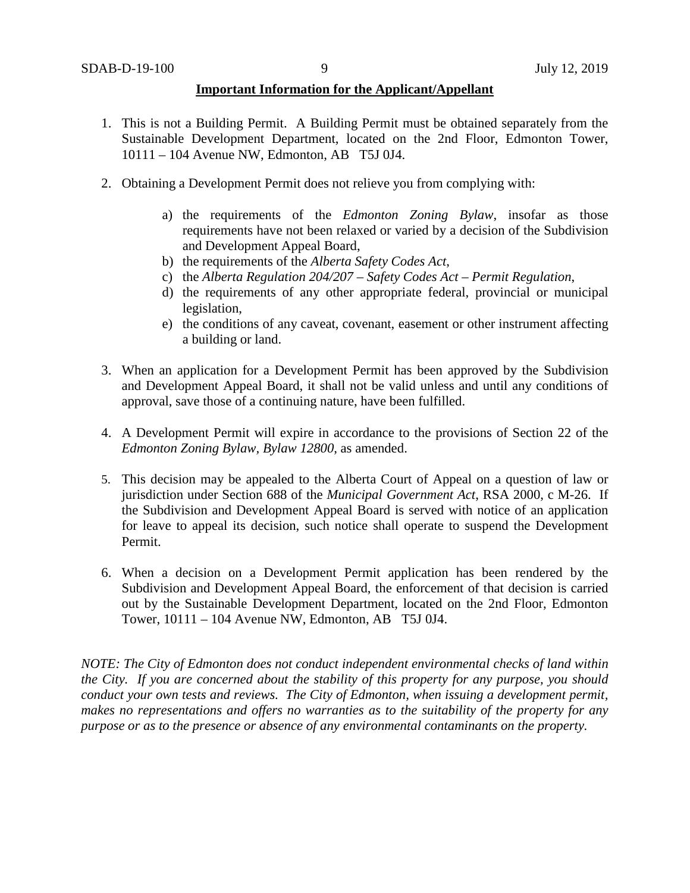**Important Information for the Applicant/Appellant**

1. This is not a Building Permit. A Building Permit must be obtained separately from the Sustainable Development Department, located on the 2nd Floor, Edmonton Tower, 10111 – 104 Avenue NW, Edmonton, AB T5J 0J4.

2. Obtaining a Development Permit does not relieve you from complying with:

   a) the requirements of the *Edmonton Zoning Bylaw*, insofar as those requirements have not been relaxed or varied by a decision of the Subdivision and Development Appeal Board,
   b) the requirements of the *Alberta Safety Codes Act*,
   c) the *Alberta Regulation 204/207 – Safety Codes Act – Permit Regulation*,
   d) the requirements of any other appropriate federal, provincial or municipal legislation,
   e) the conditions of any caveat, covenant, easement or other instrument affecting a building or land.

3. When an application for a Development Permit has been approved by the Subdivision and Development Appeal Board, it shall not be valid unless and until any conditions of approval, save those of a continuing nature, have been fulfilled.

4. A Development Permit will expire in accordance to the provisions of Section 22 of the *Edmonton Zoning Bylaw, Bylaw 12800*, as amended.

5. This decision may be appealed to the Alberta Court of Appeal on a question of law or jurisdiction under Section 688 of the *Municipal Government Act*, RSA 2000, c M-26. If the Subdivision and Development Appeal Board is served with notice of an application for leave to appeal its decision, such notice shall operate to suspend the Development Permit.

6. When a decision on a Development Permit application has been rendered by the Subdivision and Development Appeal Board, the enforcement of that decision is carried out by the Sustainable Development Department, located on the 2nd Floor, Edmonton Tower, 10111 – 104 Avenue NW, Edmonton, AB T5J 0J4.

*NOTE: The City of Edmonton does not conduct independent environmental checks of land within the City. If you are concerned about the stability of this property for any purpose, you should conduct your own tests and reviews. The City of Edmonton, when issuing a development permit, makes no representations and offers no warranties as to the suitability of the property for any purpose or as to the presence or absence of any environmental contaminants on the property.*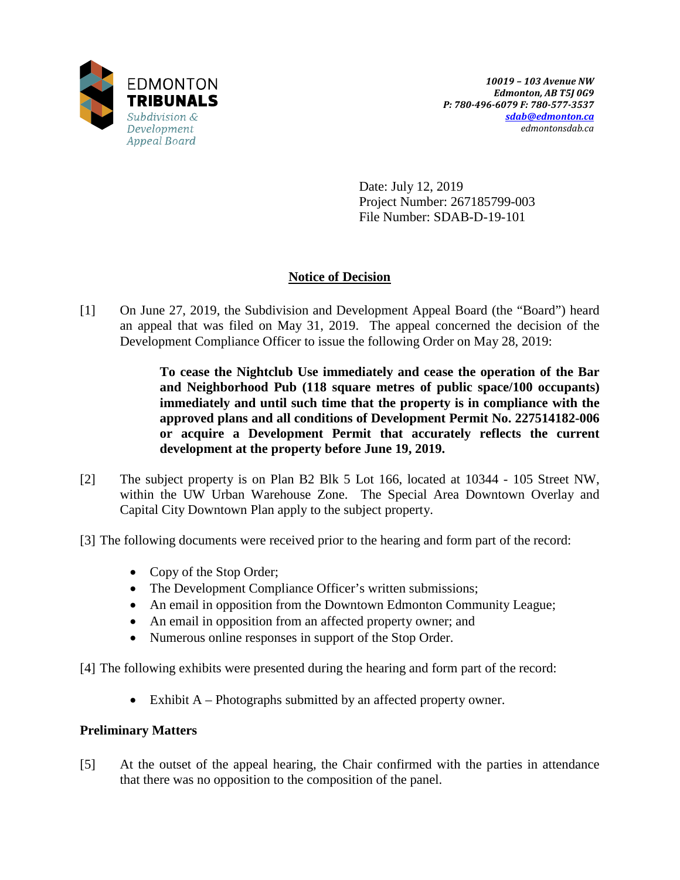EDMONTON
**TRIBUNALS**
*Subdivision & Development Appeal Board*

*10019 – 103 Avenue NW*
*Edmonton, AB T5J 0G9*
*P: 780-496-6079 F: 780-577-3537*
*sdab@edmonton.ca*
*edmontonsdab.ca*

Date: July 12, 2019
Project Number: 267185799-003
File Number: SDAB-D-19-101

## Notice of Decision

[1] On June 27, 2019, the Subdivision and Development Appeal Board (the "Board") heard an appeal that was filed on May 31, 2019. The appeal concerned the decision of the Development Compliance Officer to issue the following Order on May 28, 2019:

> **To cease the Nightclub Use immediately and cease the operation of the Bar and Neighborhood Pub (118 square metres of public space/100 occupants) immediately and until such time that the property is in compliance with the approved plans and all conditions of Development Permit No. 227514182-006 or acquire a Development Permit that accurately reflects the current development at the property before June 19, 2019.**

[2] The subject property is on Plan B2 Blk 5 Lot 166, located at 10344 - 105 Street NW, within the UW Urban Warehouse Zone. The Special Area Downtown Overlay and Capital City Downtown Plan apply to the subject property.

[3] The following documents were received prior to the hearing and form part of the record:

- Copy of the Stop Order;
- The Development Compliance Officer's written submissions;
- An email in opposition from the Downtown Edmonton Community League;
- An email in opposition from an affected property owner; and
- Numerous online responses in support of the Stop Order.

[4] The following exhibits were presented during the hearing and form part of the record:

- Exhibit A – Photographs submitted by an affected property owner.

### Preliminary Matters

[5] At the outset of the appeal hearing, the Chair confirmed with the parties in attendance that there was no opposition to the composition of the panel.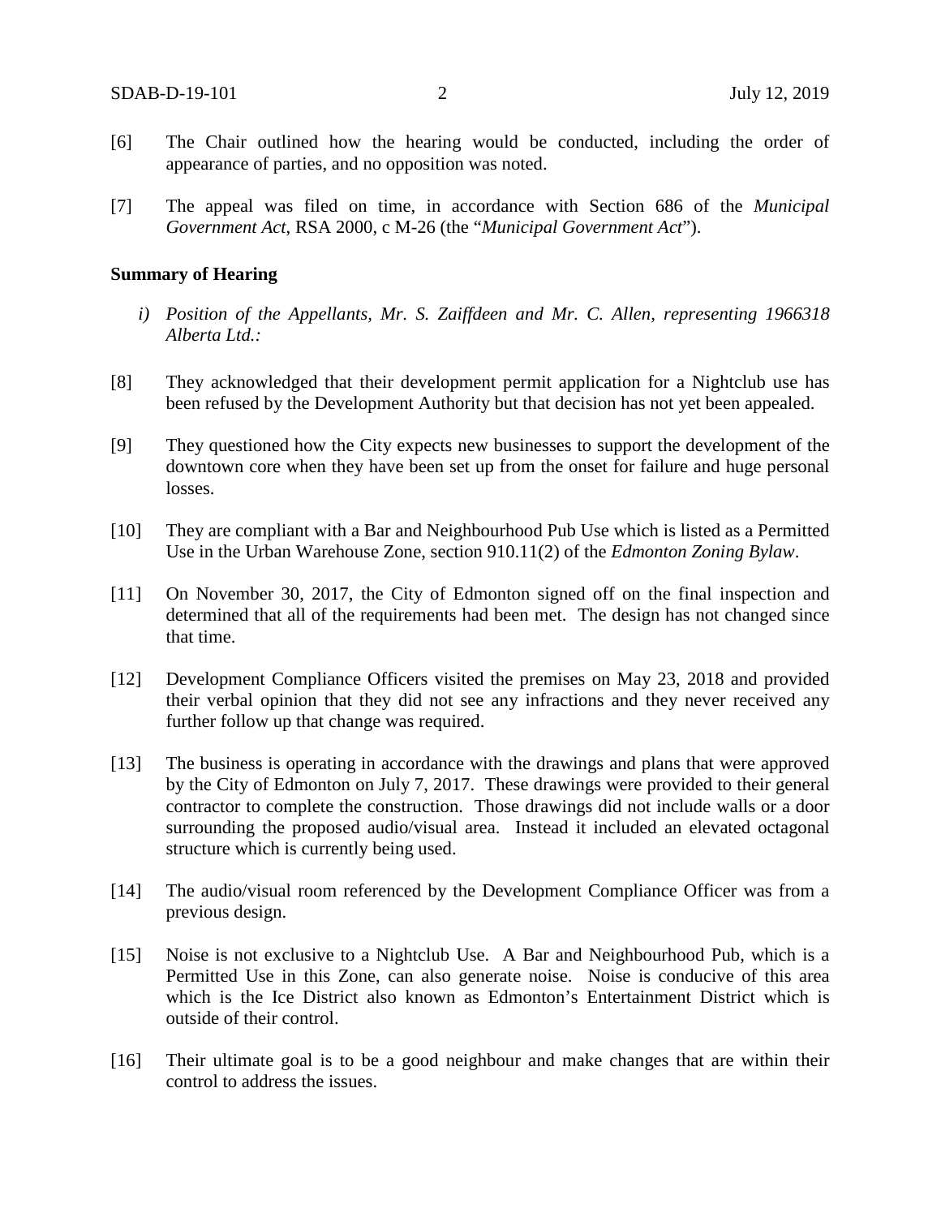[6] The Chair outlined how the hearing would be conducted, including the order of appearance of parties, and no opposition was noted.

[7] The appeal was filed on time, in accordance with Section 686 of the *Municipal Government Act*, RSA 2000, c M-26 (the "*Municipal Government Act*").

**Summary of Hearing**

*i) Position of the Appellants, Mr. S. Zaiffdeen and Mr. C. Allen, representing 1966318 Alberta Ltd.:*

[8] They acknowledged that their development permit application for a Nightclub use has been refused by the Development Authority but that decision has not yet been appealed.

[9] They questioned how the City expects new businesses to support the development of the downtown core when they have been set up from the onset for failure and huge personal losses.

[10] They are compliant with a Bar and Neighbourhood Pub Use which is listed as a Permitted Use in the Urban Warehouse Zone, section 910.11(2) of the *Edmonton Zoning Bylaw*.

[11] On November 30, 2017, the City of Edmonton signed off on the final inspection and determined that all of the requirements had been met. The design has not changed since that time.

[12] Development Compliance Officers visited the premises on May 23, 2018 and provided their verbal opinion that they did not see any infractions and they never received any further follow up that change was required.

[13] The business is operating in accordance with the drawings and plans that were approved by the City of Edmonton on July 7, 2017. These drawings were provided to their general contractor to complete the construction. Those drawings did not include walls or a door surrounding the proposed audio/visual area. Instead it included an elevated octagonal structure which is currently being used.

[14] The audio/visual room referenced by the Development Compliance Officer was from a previous design.

[15] Noise is not exclusive to a Nightclub Use. A Bar and Neighbourhood Pub, which is a Permitted Use in this Zone, can also generate noise. Noise is conducive of this area which is the Ice District also known as Edmonton's Entertainment District which is outside of their control.

[16] Their ultimate goal is to be a good neighbour and make changes that are within their control to address the issues.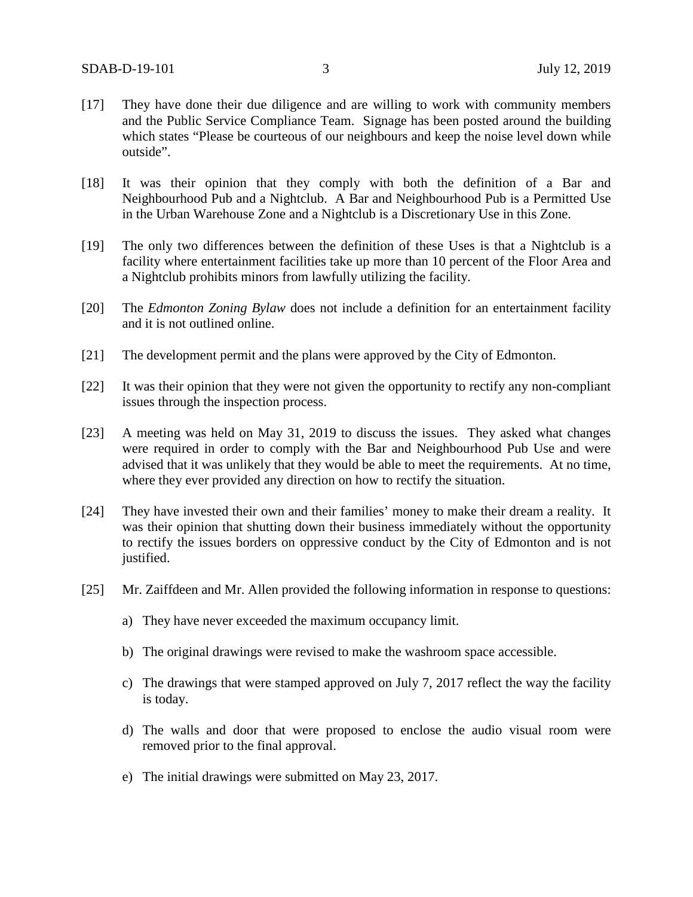[17] They have done their due diligence and are willing to work with community members and the Public Service Compliance Team. Signage has been posted around the building which states "Please be courteous of our neighbours and keep the noise level down while outside".

[18] It was their opinion that they comply with both the definition of a Bar and Neighbourhood Pub and a Nightclub. A Bar and Neighbourhood Pub is a Permitted Use in the Urban Warehouse Zone and a Nightclub is a Discretionary Use in this Zone.

[19] The only two differences between the definition of these Uses is that a Nightclub is a facility where entertainment facilities take up more than 10 percent of the Floor Area and a Nightclub prohibits minors from lawfully utilizing the facility.

[20] The *Edmonton Zoning Bylaw* does not include a definition for an entertainment facility and it is not outlined online.

[21] The development permit and the plans were approved by the City of Edmonton.

[22] It was their opinion that they were not given the opportunity to rectify any non-compliant issues through the inspection process.

[23] A meeting was held on May 31, 2019 to discuss the issues. They asked what changes were required in order to comply with the Bar and Neighbourhood Pub Use and were advised that it was unlikely that they would be able to meet the requirements. At no time, where they ever provided any direction on how to rectify the situation.

[24] They have invested their own and their families' money to make their dream a reality. It was their opinion that shutting down their business immediately without the opportunity to rectify the issues borders on oppressive conduct by the City of Edmonton and is not justified.

[25] Mr. Zaiffdeen and Mr. Allen provided the following information in response to questions:

a) They have never exceeded the maximum occupancy limit.

b) The original drawings were revised to make the washroom space accessible.

c) The drawings that were stamped approved on July 7, 2017 reflect the way the facility is today.

d) The walls and door that were proposed to enclose the audio visual room were removed prior to the final approval.

e) The initial drawings were submitted on May 23, 2017.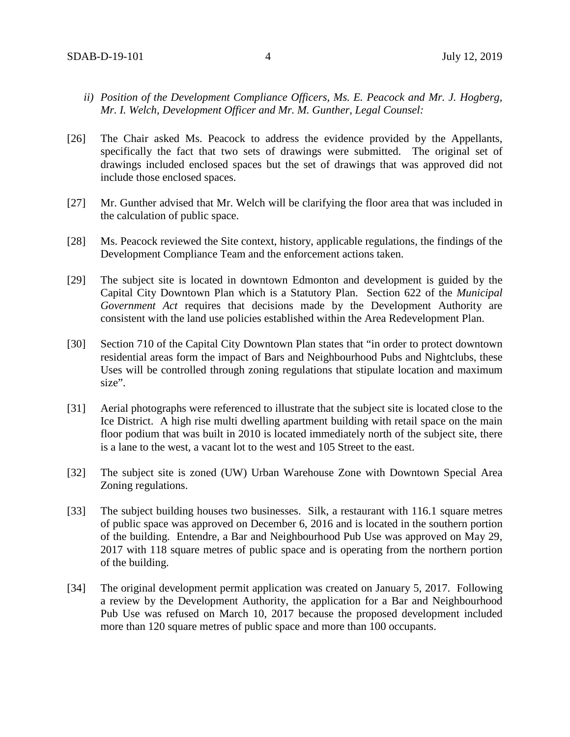*ii) Position of the Development Compliance Officers, Ms. E. Peacock and Mr. J. Hogberg, Mr. I. Welch, Development Officer and Mr. M. Gunther, Legal Counsel:*

[26] The Chair asked Ms. Peacock to address the evidence provided by the Appellants, specifically the fact that two sets of drawings were submitted. The original set of drawings included enclosed spaces but the set of drawings that was approved did not include those enclosed spaces.

[27] Mr. Gunther advised that Mr. Welch will be clarifying the floor area that was included in the calculation of public space.

[28] Ms. Peacock reviewed the Site context, history, applicable regulations, the findings of the Development Compliance Team and the enforcement actions taken.

[29] The subject site is located in downtown Edmonton and development is guided by the Capital City Downtown Plan which is a Statutory Plan. Section 622 of the *Municipal Government Act* requires that decisions made by the Development Authority are consistent with the land use policies established within the Area Redevelopment Plan.

[30] Section 710 of the Capital City Downtown Plan states that "in order to protect downtown residential areas form the impact of Bars and Neighbourhood Pubs and Nightclubs, these Uses will be controlled through zoning regulations that stipulate location and maximum size".

[31] Aerial photographs were referenced to illustrate that the subject site is located close to the Ice District. A high rise multi dwelling apartment building with retail space on the main floor podium that was built in 2010 is located immediately north of the subject site, there is a lane to the west, a vacant lot to the west and 105 Street to the east.

[32] The subject site is zoned (UW) Urban Warehouse Zone with Downtown Special Area Zoning regulations.

[33] The subject building houses two businesses. Silk, a restaurant with 116.1 square metres of public space was approved on December 6, 2016 and is located in the southern portion of the building. Entendre, a Bar and Neighbourhood Pub Use was approved on May 29, 2017 with 118 square metres of public space and is operating from the northern portion of the building.

[34] The original development permit application was created on January 5, 2017. Following a review by the Development Authority, the application for a Bar and Neighbourhood Pub Use was refused on March 10, 2017 because the proposed development included more than 120 square metres of public space and more than 100 occupants.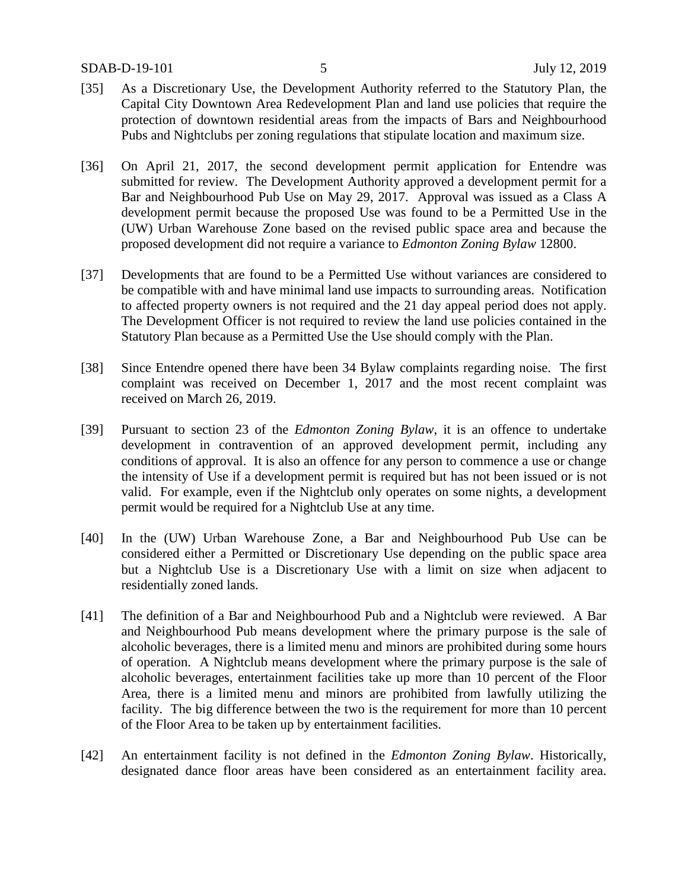[35] As a Discretionary Use, the Development Authority referred to the Statutory Plan, the Capital City Downtown Area Redevelopment Plan and land use policies that require the protection of downtown residential areas from the impacts of Bars and Neighbourhood Pubs and Nightclubs per zoning regulations that stipulate location and maximum size.

[36] On April 21, 2017, the second development permit application for Entendre was submitted for review. The Development Authority approved a development permit for a Bar and Neighbourhood Pub Use on May 29, 2017. Approval was issued as a Class A development permit because the proposed Use was found to be a Permitted Use in the (UW) Urban Warehouse Zone based on the revised public space area and because the proposed development did not require a variance to *Edmonton Zoning Bylaw* 12800.

[37] Developments that are found to be a Permitted Use without variances are considered to be compatible with and have minimal land use impacts to surrounding areas. Notification to affected property owners is not required and the 21 day appeal period does not apply. The Development Officer is not required to review the land use policies contained in the Statutory Plan because as a Permitted Use the Use should comply with the Plan.

[38] Since Entendre opened there have been 34 Bylaw complaints regarding noise. The first complaint was received on December 1, 2017 and the most recent complaint was received on March 26, 2019.

[39] Pursuant to section 23 of the *Edmonton Zoning Bylaw*, it is an offence to undertake development in contravention of an approved development permit, including any conditions of approval. It is also an offence for any person to commence a use or change the intensity of Use if a development permit is required but has not been issued or is not valid. For example, even if the Nightclub only operates on some nights, a development permit would be required for a Nightclub Use at any time.

[40] In the (UW) Urban Warehouse Zone, a Bar and Neighbourhood Pub Use can be considered either a Permitted or Discretionary Use depending on the public space area but a Nightclub Use is a Discretionary Use with a limit on size when adjacent to residentially zoned lands.

[41] The definition of a Bar and Neighbourhood Pub and a Nightclub were reviewed. A Bar and Neighbourhood Pub means development where the primary purpose is the sale of alcoholic beverages, there is a limited menu and minors are prohibited during some hours of operation. A Nightclub means development where the primary purpose is the sale of alcoholic beverages, entertainment facilities take up more than 10 percent of the Floor Area, there is a limited menu and minors are prohibited from lawfully utilizing the facility. The big difference between the two is the requirement for more than 10 percent of the Floor Area to be taken up by entertainment facilities.

[42] An entertainment facility is not defined in the *Edmonton Zoning Bylaw*. Historically, designated dance floor areas have been considered as an entertainment facility area.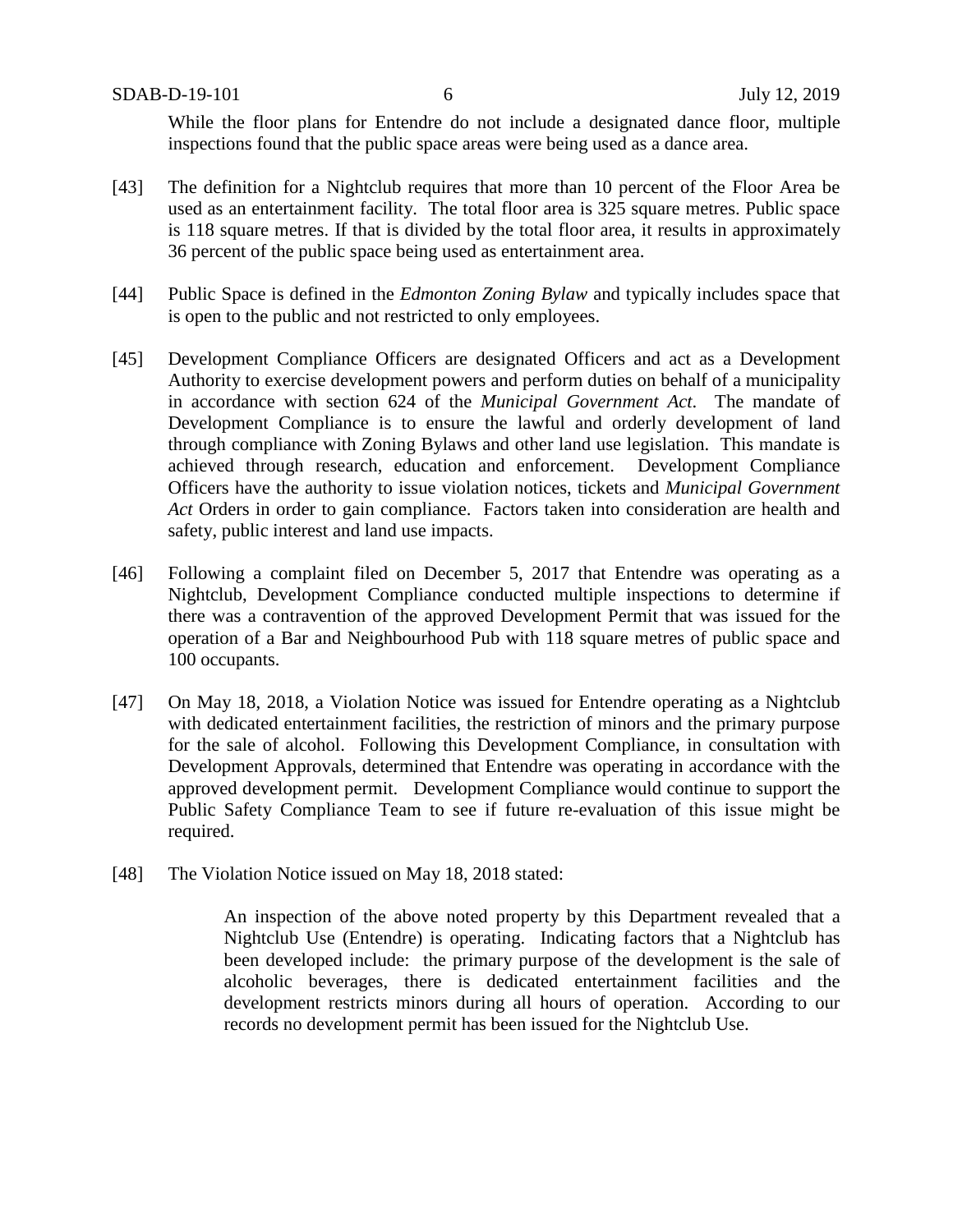While the floor plans for Entendre do not include a designated dance floor, multiple inspections found that the public space areas were being used as a dance area.

[43] The definition for a Nightclub requires that more than 10 percent of the Floor Area be used as an entertainment facility. The total floor area is 325 square metres. Public space is 118 square metres. If that is divided by the total floor area, it results in approximately 36 percent of the public space being used as entertainment area.

[44] Public Space is defined in the *Edmonton Zoning Bylaw* and typically includes space that is open to the public and not restricted to only employees.

[45] Development Compliance Officers are designated Officers and act as a Development Authority to exercise development powers and perform duties on behalf of a municipality in accordance with section 624 of the *Municipal Government Act*. The mandate of Development Compliance is to ensure the lawful and orderly development of land through compliance with Zoning Bylaws and other land use legislation. This mandate is achieved through research, education and enforcement. Development Compliance Officers have the authority to issue violation notices, tickets and *Municipal Government Act* Orders in order to gain compliance. Factors taken into consideration are health and safety, public interest and land use impacts.

[46] Following a complaint filed on December 5, 2017 that Entendre was operating as a Nightclub, Development Compliance conducted multiple inspections to determine if there was a contravention of the approved Development Permit that was issued for the operation of a Bar and Neighbourhood Pub with 118 square metres of public space and 100 occupants.

[47] On May 18, 2018, a Violation Notice was issued for Entendre operating as a Nightclub with dedicated entertainment facilities, the restriction of minors and the primary purpose for the sale of alcohol. Following this Development Compliance, in consultation with Development Approvals, determined that Entendre was operating in accordance with the approved development permit. Development Compliance would continue to support the Public Safety Compliance Team to see if future re-evaluation of this issue might be required.

[48] The Violation Notice issued on May 18, 2018 stated:

> An inspection of the above noted property by this Department revealed that a Nightclub Use (Entendre) is operating. Indicating factors that a Nightclub has been developed include: the primary purpose of the development is the sale of alcoholic beverages, there is dedicated entertainment facilities and the development restricts minors during all hours of operation. According to our records no development permit has been issued for the Nightclub Use.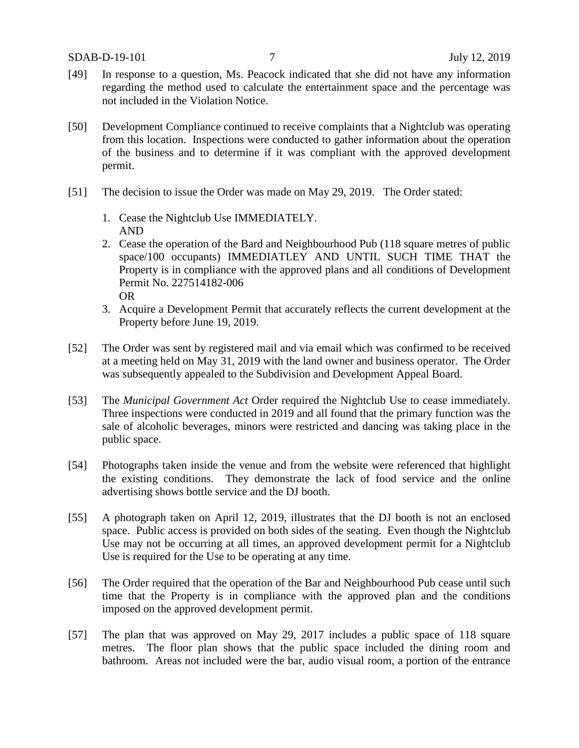[49] In response to a question, Ms. Peacock indicated that she did not have any information regarding the method used to calculate the entertainment space and the percentage was not included in the Violation Notice.

[50] Development Compliance continued to receive complaints that a Nightclub was operating from this location. Inspections were conducted to gather information about the operation of the business and to determine if it was compliant with the approved development permit.

[51] The decision to issue the Order was made on May 29, 2019. The Order stated:

1. Cease the Nightclub Use IMMEDIATELY.
   AND
2. Cease the operation of the Bard and Neighbourhood Pub (118 square metres of public space/100 occupants) IMMEDIATLEY AND UNTIL SUCH TIME THAT the Property is in compliance with the approved plans and all conditions of Development Permit No. 227514182-006
   OR
3. Acquire a Development Permit that accurately reflects the current development at the Property before June 19, 2019.

[52] The Order was sent by registered mail and via email which was confirmed to be received at a meeting held on May 31, 2019 with the land owner and business operator. The Order was subsequently appealed to the Subdivision and Development Appeal Board.

[53] The *Municipal Government Act* Order required the Nightclub Use to cease immediately. Three inspections were conducted in 2019 and all found that the primary function was the sale of alcoholic beverages, minors were restricted and dancing was taking place in the public space.

[54] Photographs taken inside the venue and from the website were referenced that highlight the existing conditions. They demonstrate the lack of food service and the online advertising shows bottle service and the DJ booth.

[55] A photograph taken on April 12, 2019, illustrates that the DJ booth is not an enclosed space. Public access is provided on both sides of the seating. Even though the Nightclub Use may not be occurring at all times, an approved development permit for a Nightclub Use is required for the Use to be operating at any time.

[56] The Order required that the operation of the Bar and Neighbourhood Pub cease until such time that the Property is in compliance with the approved plan and the conditions imposed on the approved development permit.

[57] The plan that was approved on May 29, 2017 includes a public space of 118 square metres. The floor plan shows that the public space included the dining room and bathroom. Areas not included were the bar, audio visual room, a portion of the entrance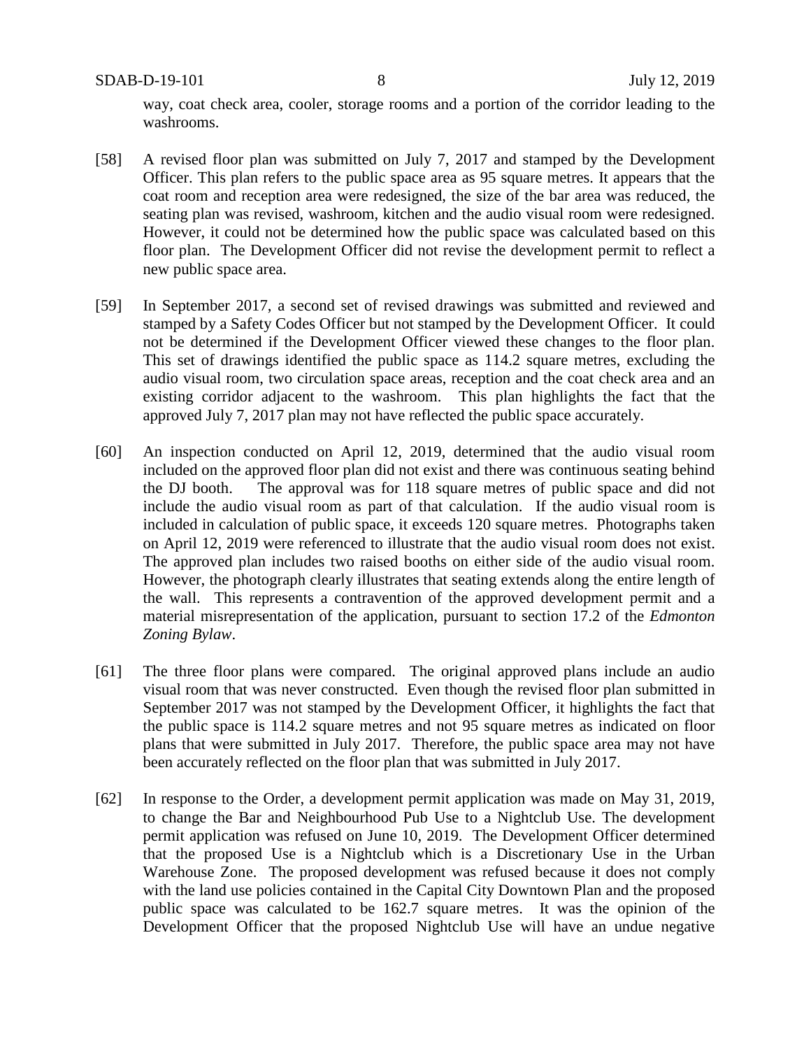way, coat check area, cooler, storage rooms and a portion of the corridor leading to the washrooms.

[58] A revised floor plan was submitted on July 7, 2017 and stamped by the Development Officer. This plan refers to the public space area as 95 square metres. It appears that the coat room and reception area were redesigned, the size of the bar area was reduced, the seating plan was revised, washroom, kitchen and the audio visual room were redesigned. However, it could not be determined how the public space was calculated based on this floor plan. The Development Officer did not revise the development permit to reflect a new public space area.

[59] In September 2017, a second set of revised drawings was submitted and reviewed and stamped by a Safety Codes Officer but not stamped by the Development Officer. It could not be determined if the Development Officer viewed these changes to the floor plan. This set of drawings identified the public space as 114.2 square metres, excluding the audio visual room, two circulation space areas, reception and the coat check area and an existing corridor adjacent to the washroom. This plan highlights the fact that the approved July 7, 2017 plan may not have reflected the public space accurately.

[60] An inspection conducted on April 12, 2019, determined that the audio visual room included on the approved floor plan did not exist and there was continuous seating behind the DJ booth. The approval was for 118 square metres of public space and did not include the audio visual room as part of that calculation. If the audio visual room is included in calculation of public space, it exceeds 120 square metres. Photographs taken on April 12, 2019 were referenced to illustrate that the audio visual room does not exist. The approved plan includes two raised booths on either side of the audio visual room. However, the photograph clearly illustrates that seating extends along the entire length of the wall. This represents a contravention of the approved development permit and a material misrepresentation of the application, pursuant to section 17.2 of the *Edmonton Zoning Bylaw*.

[61] The three floor plans were compared. The original approved plans include an audio visual room that was never constructed. Even though the revised floor plan submitted in September 2017 was not stamped by the Development Officer, it highlights the fact that the public space is 114.2 square metres and not 95 square metres as indicated on floor plans that were submitted in July 2017. Therefore, the public space area may not have been accurately reflected on the floor plan that was submitted in July 2017.

[62] In response to the Order, a development permit application was made on May 31, 2019, to change the Bar and Neighbourhood Pub Use to a Nightclub Use. The development permit application was refused on June 10, 2019. The Development Officer determined that the proposed Use is a Nightclub which is a Discretionary Use in the Urban Warehouse Zone. The proposed development was refused because it does not comply with the land use policies contained in the Capital City Downtown Plan and the proposed public space was calculated to be 162.7 square metres. It was the opinion of the Development Officer that the proposed Nightclub Use will have an undue negative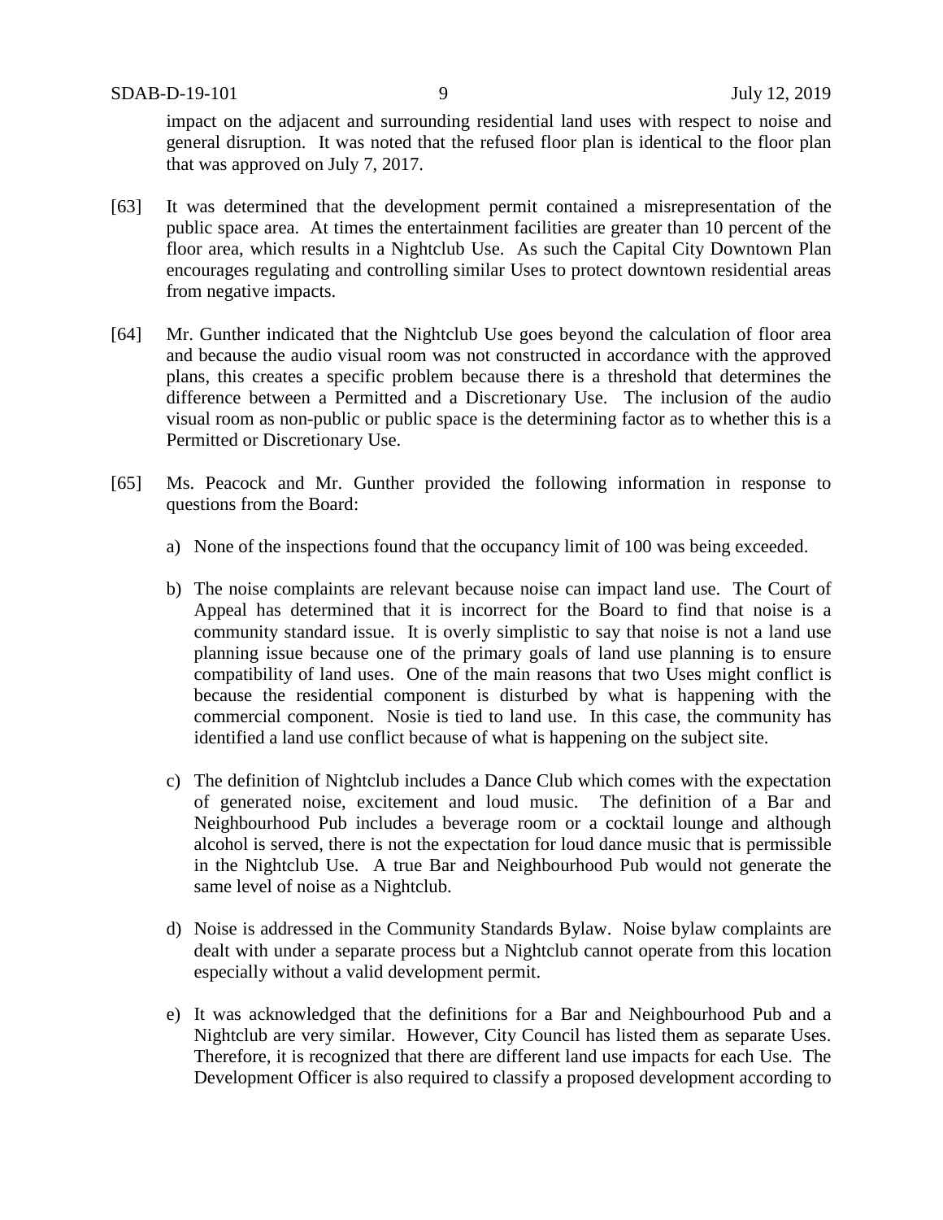impact on the adjacent and surrounding residential land uses with respect to noise and general disruption. It was noted that the refused floor plan is identical to the floor plan that was approved on July 7, 2017.

[63] It was determined that the development permit contained a misrepresentation of the public space area. At times the entertainment facilities are greater than 10 percent of the floor area, which results in a Nightclub Use. As such the Capital City Downtown Plan encourages regulating and controlling similar Uses to protect downtown residential areas from negative impacts.

[64] Mr. Gunther indicated that the Nightclub Use goes beyond the calculation of floor area and because the audio visual room was not constructed in accordance with the approved plans, this creates a specific problem because there is a threshold that determines the difference between a Permitted and a Discretionary Use. The inclusion of the audio visual room as non-public or public space is the determining factor as to whether this is a Permitted or Discretionary Use.

[65] Ms. Peacock and Mr. Gunther provided the following information in response to questions from the Board:

a) None of the inspections found that the occupancy limit of 100 was being exceeded.

b) The noise complaints are relevant because noise can impact land use. The Court of Appeal has determined that it is incorrect for the Board to find that noise is a community standard issue. It is overly simplistic to say that noise is not a land use planning issue because one of the primary goals of land use planning is to ensure compatibility of land uses. One of the main reasons that two Uses might conflict is because the residential component is disturbed by what is happening with the commercial component. Nosie is tied to land use. In this case, the community has identified a land use conflict because of what is happening on the subject site.

c) The definition of Nightclub includes a Dance Club which comes with the expectation of generated noise, excitement and loud music. The definition of a Bar and Neighbourhood Pub includes a beverage room or a cocktail lounge and although alcohol is served, there is not the expectation for loud dance music that is permissible in the Nightclub Use. A true Bar and Neighbourhood Pub would not generate the same level of noise as a Nightclub.

d) Noise is addressed in the Community Standards Bylaw. Noise bylaw complaints are dealt with under a separate process but a Nightclub cannot operate from this location especially without a valid development permit.

e) It was acknowledged that the definitions for a Bar and Neighbourhood Pub and a Nightclub are very similar. However, City Council has listed them as separate Uses. Therefore, it is recognized that there are different land use impacts for each Use. The Development Officer is also required to classify a proposed development according to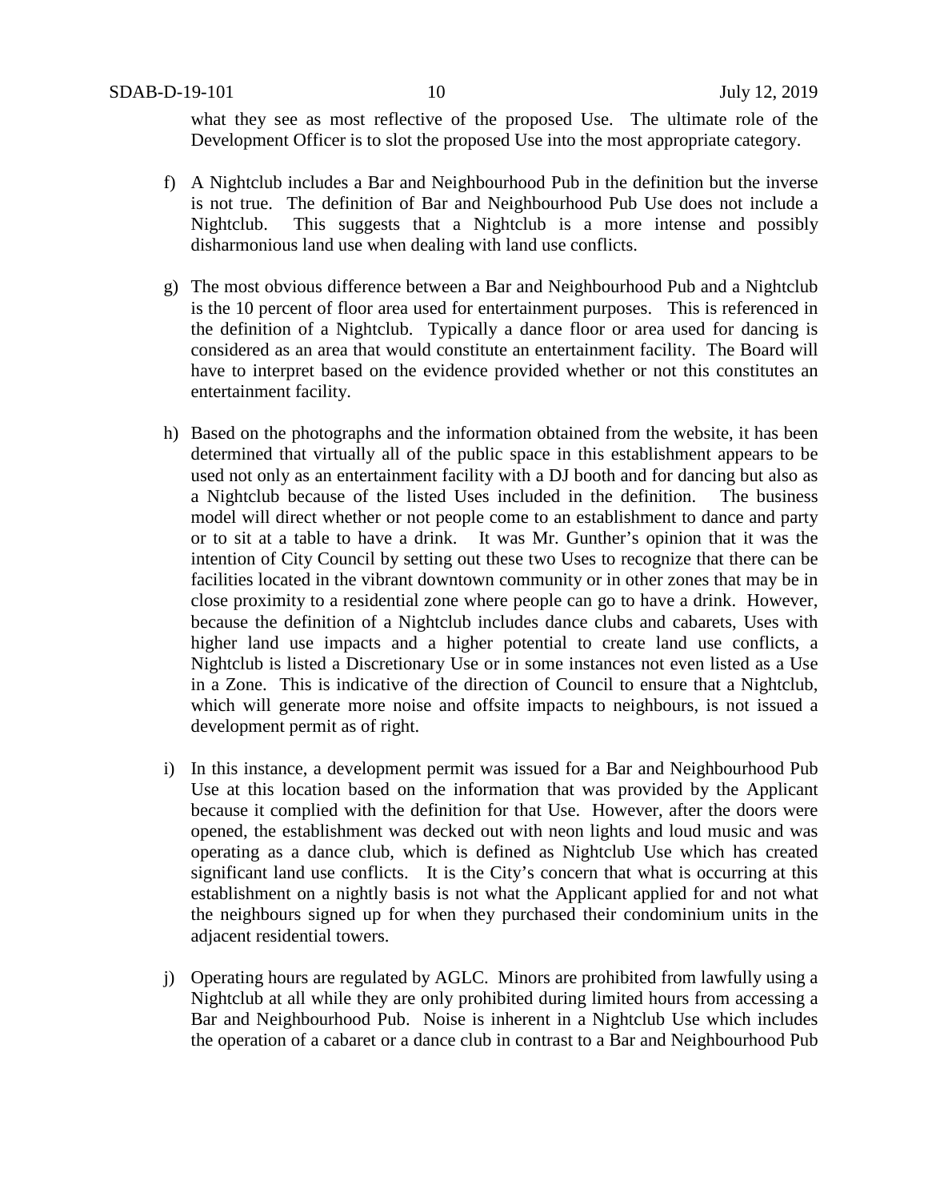what they see as most reflective of the proposed Use. The ultimate role of the Development Officer is to slot the proposed Use into the most appropriate category.

f) A Nightclub includes a Bar and Neighbourhood Pub in the definition but the inverse is not true. The definition of Bar and Neighbourhood Pub Use does not include a Nightclub. This suggests that a Nightclub is a more intense and possibly disharmonious land use when dealing with land use conflicts.

g) The most obvious difference between a Bar and Neighbourhood Pub and a Nightclub is the 10 percent of floor area used for entertainment purposes. This is referenced in the definition of a Nightclub. Typically a dance floor or area used for dancing is considered as an area that would constitute an entertainment facility. The Board will have to interpret based on the evidence provided whether or not this constitutes an entertainment facility.

h) Based on the photographs and the information obtained from the website, it has been determined that virtually all of the public space in this establishment appears to be used not only as an entertainment facility with a DJ booth and for dancing but also as a Nightclub because of the listed Uses included in the definition. The business model will direct whether or not people come to an establishment to dance and party or to sit at a table to have a drink. It was Mr. Gunther's opinion that it was the intention of City Council by setting out these two Uses to recognize that there can be facilities located in the vibrant downtown community or in other zones that may be in close proximity to a residential zone where people can go to have a drink. However, because the definition of a Nightclub includes dance clubs and cabarets, Uses with higher land use impacts and a higher potential to create land use conflicts, a Nightclub is listed a Discretionary Use or in some instances not even listed as a Use in a Zone. This is indicative of the direction of Council to ensure that a Nightclub, which will generate more noise and offsite impacts to neighbours, is not issued a development permit as of right.

i) In this instance, a development permit was issued for a Bar and Neighbourhood Pub Use at this location based on the information that was provided by the Applicant because it complied with the definition for that Use. However, after the doors were opened, the establishment was decked out with neon lights and loud music and was operating as a dance club, which is defined as Nightclub Use which has created significant land use conflicts. It is the City's concern that what is occurring at this establishment on a nightly basis is not what the Applicant applied for and not what the neighbours signed up for when they purchased their condominium units in the adjacent residential towers.

j) Operating hours are regulated by AGLC. Minors are prohibited from lawfully using a Nightclub at all while they are only prohibited during limited hours from accessing a Bar and Neighbourhood Pub. Noise is inherent in a Nightclub Use which includes the operation of a cabaret or a dance club in contrast to a Bar and Neighbourhood Pub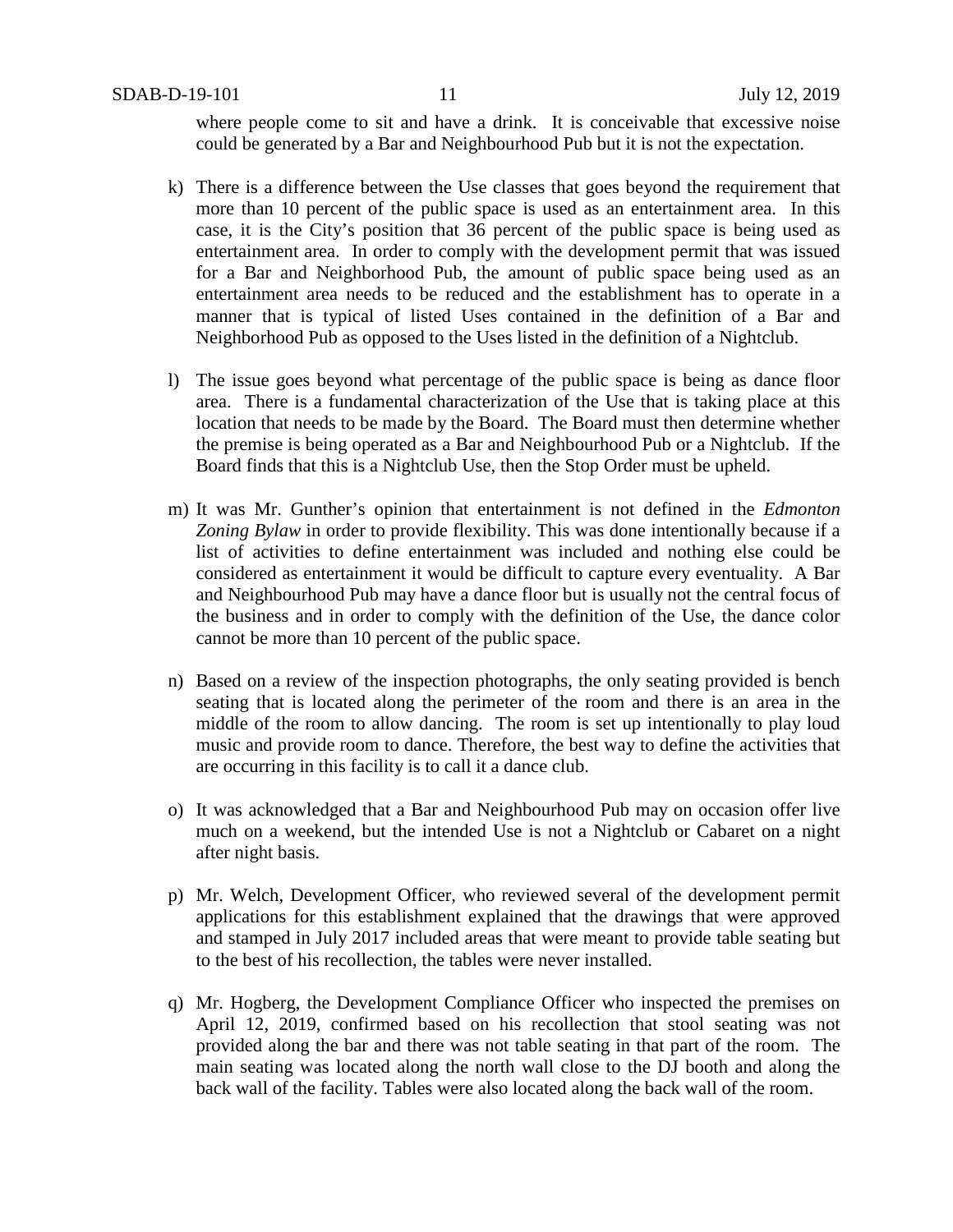where people come to sit and have a drink. It is conceivable that excessive noise could be generated by a Bar and Neighbourhood Pub but it is not the expectation.

k) There is a difference between the Use classes that goes beyond the requirement that more than 10 percent of the public space is used as an entertainment area. In this case, it is the City's position that 36 percent of the public space is being used as entertainment area. In order to comply with the development permit that was issued for a Bar and Neighborhood Pub, the amount of public space being used as an entertainment area needs to be reduced and the establishment has to operate in a manner that is typical of listed Uses contained in the definition of a Bar and Neighborhood Pub as opposed to the Uses listed in the definition of a Nightclub.

l) The issue goes beyond what percentage of the public space is being as dance floor area. There is a fundamental characterization of the Use that is taking place at this location that needs to be made by the Board. The Board must then determine whether the premise is being operated as a Bar and Neighbourhood Pub or a Nightclub. If the Board finds that this is a Nightclub Use, then the Stop Order must be upheld.

m) It was Mr. Gunther's opinion that entertainment is not defined in the *Edmonton Zoning Bylaw* in order to provide flexibility. This was done intentionally because if a list of activities to define entertainment was included and nothing else could be considered as entertainment it would be difficult to capture every eventuality. A Bar and Neighbourhood Pub may have a dance floor but is usually not the central focus of the business and in order to comply with the definition of the Use, the dance color cannot be more than 10 percent of the public space.

n) Based on a review of the inspection photographs, the only seating provided is bench seating that is located along the perimeter of the room and there is an area in the middle of the room to allow dancing. The room is set up intentionally to play loud music and provide room to dance. Therefore, the best way to define the activities that are occurring in this facility is to call it a dance club.

o) It was acknowledged that a Bar and Neighbourhood Pub may on occasion offer live much on a weekend, but the intended Use is not a Nightclub or Cabaret on a night after night basis.

p) Mr. Welch, Development Officer, who reviewed several of the development permit applications for this establishment explained that the drawings that were approved and stamped in July 2017 included areas that were meant to provide table seating but to the best of his recollection, the tables were never installed.

q) Mr. Hogberg, the Development Compliance Officer who inspected the premises on April 12, 2019, confirmed based on his recollection that stool seating was not provided along the bar and there was not table seating in that part of the room. The main seating was located along the north wall close to the DJ booth and along the back wall of the facility. Tables were also located along the back wall of the room.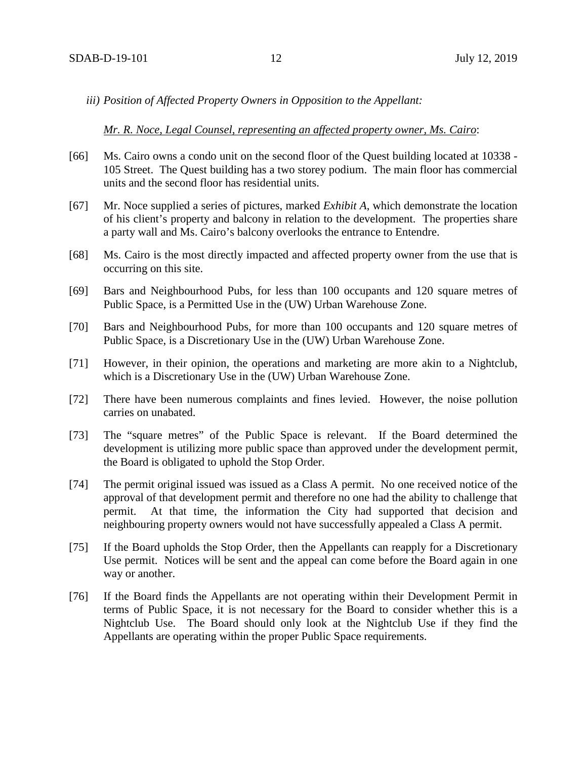*iii) Position of Affected Property Owners in Opposition to the Appellant:*

*Mr. R. Noce, Legal Counsel, representing an affected property owner, Ms. Cairo*:

[66] Ms. Cairo owns a condo unit on the second floor of the Quest building located at 10338 - 105 Street. The Quest building has a two storey podium. The main floor has commercial units and the second floor has residential units.

[67] Mr. Noce supplied a series of pictures, marked *Exhibit A*, which demonstrate the location of his client's property and balcony in relation to the development. The properties share a party wall and Ms. Cairo's balcony overlooks the entrance to Entendre.

[68] Ms. Cairo is the most directly impacted and affected property owner from the use that is occurring on this site.

[69] Bars and Neighbourhood Pubs, for less than 100 occupants and 120 square metres of Public Space, is a Permitted Use in the (UW) Urban Warehouse Zone.

[70] Bars and Neighbourhood Pubs, for more than 100 occupants and 120 square metres of Public Space, is a Discretionary Use in the (UW) Urban Warehouse Zone.

[71] However, in their opinion, the operations and marketing are more akin to a Nightclub, which is a Discretionary Use in the (UW) Urban Warehouse Zone.

[72] There have been numerous complaints and fines levied. However, the noise pollution carries on unabated.

[73] The "square metres" of the Public Space is relevant. If the Board determined the development is utilizing more public space than approved under the development permit, the Board is obligated to uphold the Stop Order.

[74] The permit original issued was issued as a Class A permit. No one received notice of the approval of that development permit and therefore no one had the ability to challenge that permit. At that time, the information the City had supported that decision and neighbouring property owners would not have successfully appealed a Class A permit.

[75] If the Board upholds the Stop Order, then the Appellants can reapply for a Discretionary Use permit. Notices will be sent and the appeal can come before the Board again in one way or another.

[76] If the Board finds the Appellants are not operating within their Development Permit in terms of Public Space, it is not necessary for the Board to consider whether this is a Nightclub Use. The Board should only look at the Nightclub Use if they find the Appellants are operating within the proper Public Space requirements.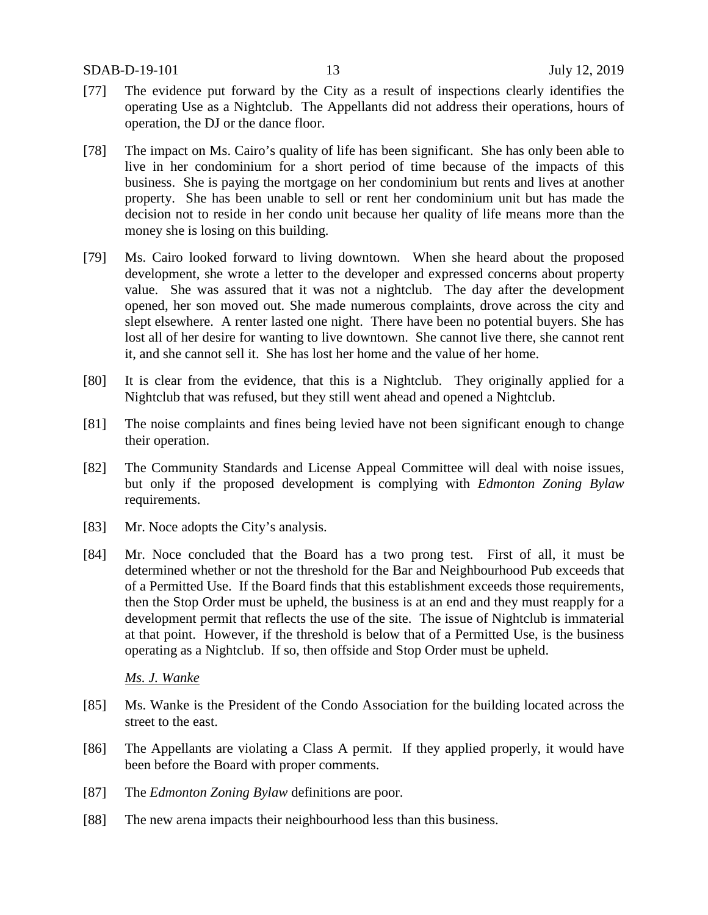[77] The evidence put forward by the City as a result of inspections clearly identifies the operating Use as a Nightclub. The Appellants did not address their operations, hours of operation, the DJ or the dance floor.

[78] The impact on Ms. Cairo's quality of life has been significant. She has only been able to live in her condominium for a short period of time because of the impacts of this business. She is paying the mortgage on her condominium but rents and lives at another property. She has been unable to sell or rent her condominium unit but has made the decision not to reside in her condo unit because her quality of life means more than the money she is losing on this building.

[79] Ms. Cairo looked forward to living downtown. When she heard about the proposed development, she wrote a letter to the developer and expressed concerns about property value. She was assured that it was not a nightclub. The day after the development opened, her son moved out. She made numerous complaints, drove across the city and slept elsewhere. A renter lasted one night. There have been no potential buyers. She has lost all of her desire for wanting to live downtown. She cannot live there, she cannot rent it, and she cannot sell it. She has lost her home and the value of her home.

[80] It is clear from the evidence, that this is a Nightclub. They originally applied for a Nightclub that was refused, but they still went ahead and opened a Nightclub.

[81] The noise complaints and fines being levied have not been significant enough to change their operation.

[82] The Community Standards and License Appeal Committee will deal with noise issues, but only if the proposed development is complying with *Edmonton Zoning Bylaw* requirements.

[83] Mr. Noce adopts the City's analysis.

[84] Mr. Noce concluded that the Board has a two prong test. First of all, it must be determined whether or not the threshold for the Bar and Neighbourhood Pub exceeds that of a Permitted Use. If the Board finds that this establishment exceeds those requirements, then the Stop Order must be upheld, the business is at an end and they must reapply for a development permit that reflects the use of the site. The issue of Nightclub is immaterial at that point. However, if the threshold is below that of a Permitted Use, is the business operating as a Nightclub. If so, then offside and Stop Order must be upheld.

*Ms. J. Wanke*

[85] Ms. Wanke is the President of the Condo Association for the building located across the street to the east.

[86] The Appellants are violating a Class A permit. If they applied properly, it would have been before the Board with proper comments.

[87] The *Edmonton Zoning Bylaw* definitions are poor.

[88] The new arena impacts their neighbourhood less than this business.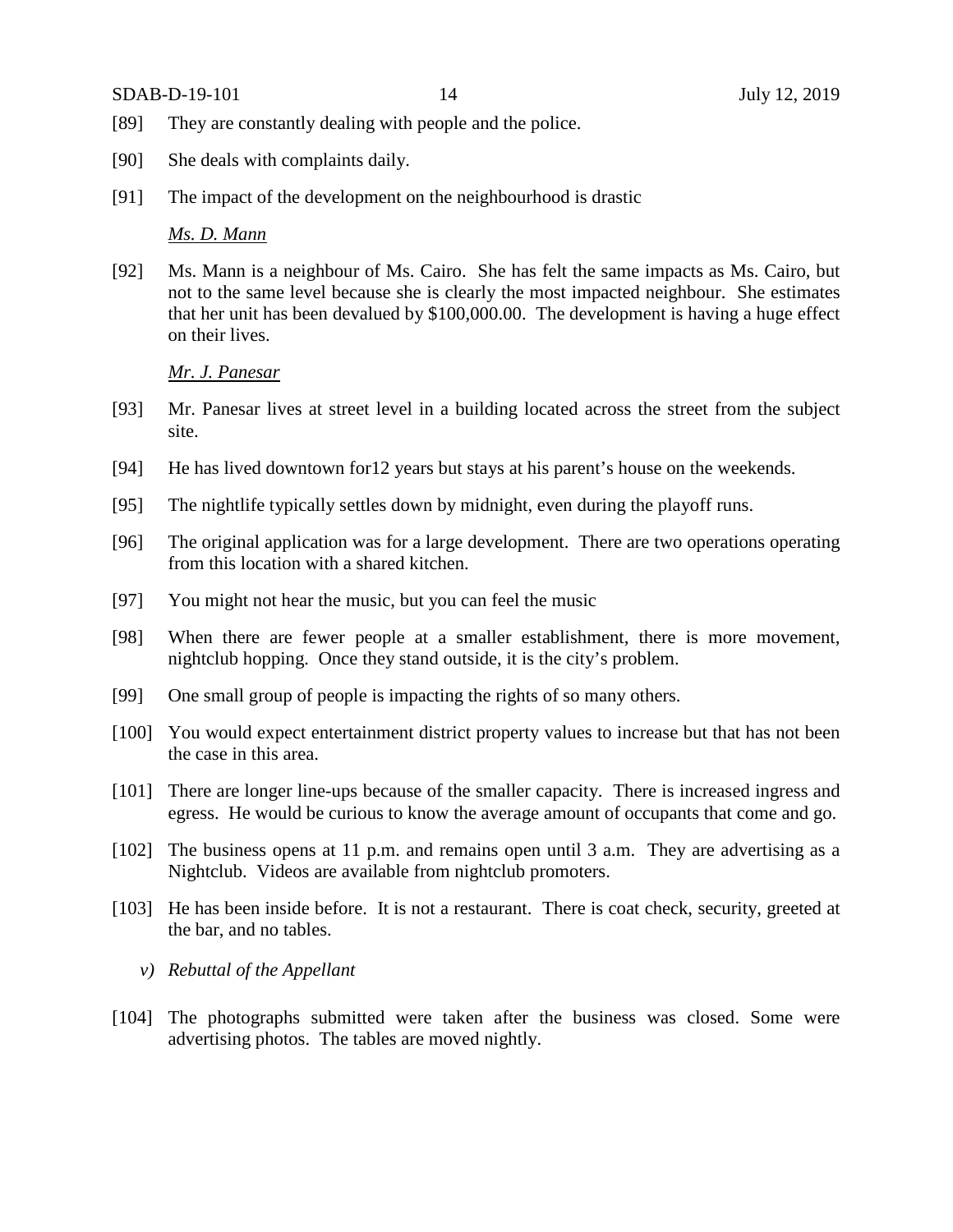[89] They are constantly dealing with people and the police.

[90] She deals with complaints daily.

[91] The impact of the development on the neighbourhood is drastic

*Ms. D. Mann*

[92] Ms. Mann is a neighbour of Ms. Cairo. She has felt the same impacts as Ms. Cairo, but not to the same level because she is clearly the most impacted neighbour. She estimates that her unit has been devalued by $100,000.00. The development is having a huge effect on their lives.

*Mr. J. Panesar*

[93] Mr. Panesar lives at street level in a building located across the street from the subject site.

[94] He has lived downtown for12 years but stays at his parent's house on the weekends.

[95] The nightlife typically settles down by midnight, even during the playoff runs.

[96] The original application was for a large development. There are two operations operating from this location with a shared kitchen.

[97] You might not hear the music, but you can feel the music

[98] When there are fewer people at a smaller establishment, there is more movement, nightclub hopping. Once they stand outside, it is the city's problem.

[99] One small group of people is impacting the rights of so many others.

[100] You would expect entertainment district property values to increase but that has not been the case in this area.

[101] There are longer line-ups because of the smaller capacity. There is increased ingress and egress. He would be curious to know the average amount of occupants that come and go.

[102] The business opens at 11 p.m. and remains open until 3 a.m. They are advertising as a Nightclub. Videos are available from nightclub promoters.

[103] He has been inside before. It is not a restaurant. There is coat check, security, greeted at the bar, and no tables.

*v) Rebuttal of the Appellant*

[104] The photographs submitted were taken after the business was closed. Some were advertising photos. The tables are moved nightly.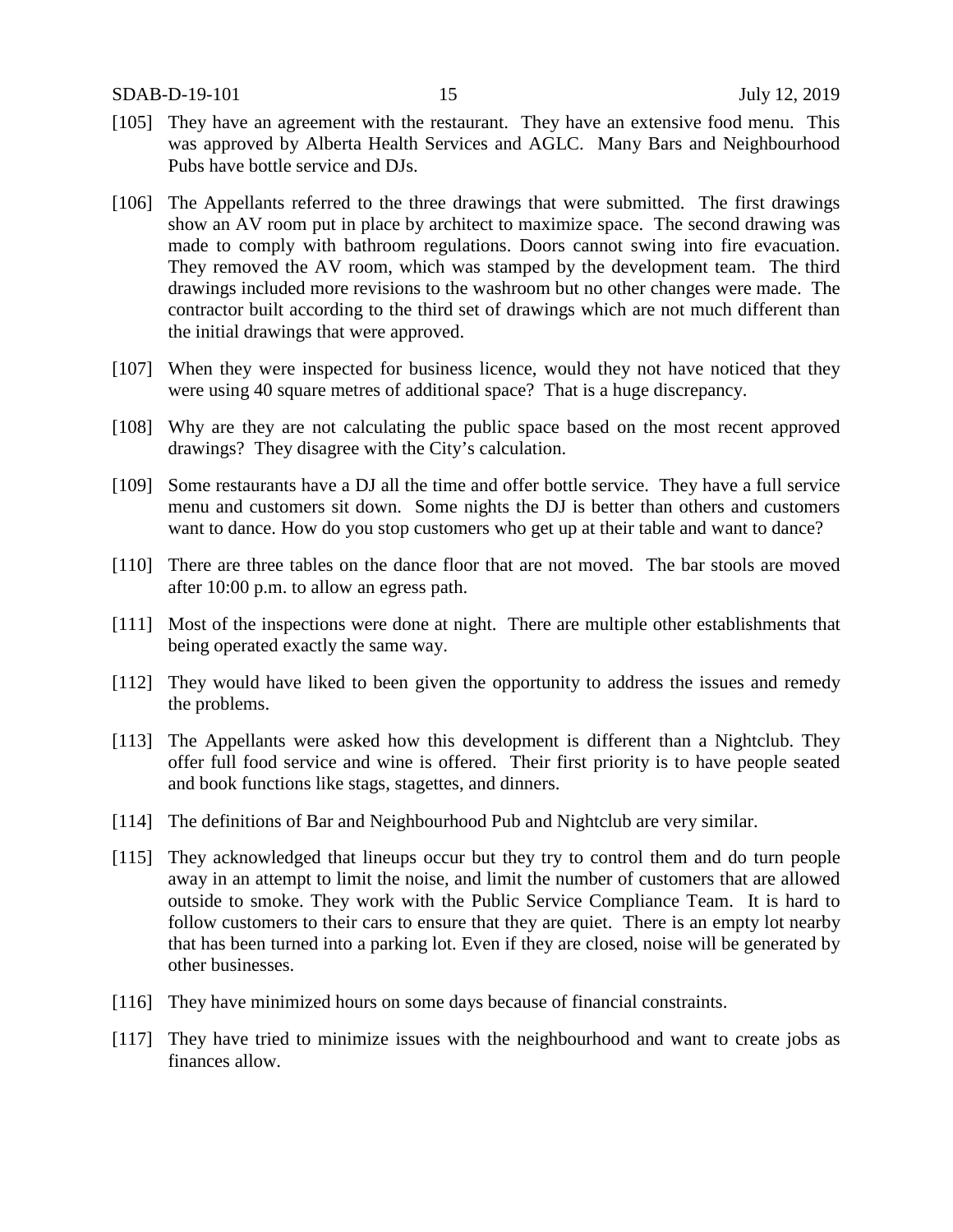[105] They have an agreement with the restaurant. They have an extensive food menu. This was approved by Alberta Health Services and AGLC. Many Bars and Neighbourhood Pubs have bottle service and DJs.

[106] The Appellants referred to the three drawings that were submitted. The first drawings show an AV room put in place by architect to maximize space. The second drawing was made to comply with bathroom regulations. Doors cannot swing into fire evacuation. They removed the AV room, which was stamped by the development team. The third drawings included more revisions to the washroom but no other changes were made. The contractor built according to the third set of drawings which are not much different than the initial drawings that were approved.

[107] When they were inspected for business licence, would they not have noticed that they were using 40 square metres of additional space? That is a huge discrepancy.

[108] Why are they are not calculating the public space based on the most recent approved drawings? They disagree with the City's calculation.

[109] Some restaurants have a DJ all the time and offer bottle service. They have a full service menu and customers sit down. Some nights the DJ is better than others and customers want to dance. How do you stop customers who get up at their table and want to dance?

[110] There are three tables on the dance floor that are not moved. The bar stools are moved after 10:00 p.m. to allow an egress path.

[111] Most of the inspections were done at night. There are multiple other establishments that being operated exactly the same way.

[112] They would have liked to been given the opportunity to address the issues and remedy the problems.

[113] The Appellants were asked how this development is different than a Nightclub. They offer full food service and wine is offered. Their first priority is to have people seated and book functions like stags, stagettes, and dinners.

[114] The definitions of Bar and Neighbourhood Pub and Nightclub are very similar.

[115] They acknowledged that lineups occur but they try to control them and do turn people away in an attempt to limit the noise, and limit the number of customers that are allowed outside to smoke. They work with the Public Service Compliance Team. It is hard to follow customers to their cars to ensure that they are quiet. There is an empty lot nearby that has been turned into a parking lot. Even if they are closed, noise will be generated by other businesses.

[116] They have minimized hours on some days because of financial constraints.

[117] They have tried to minimize issues with the neighbourhood and want to create jobs as finances allow.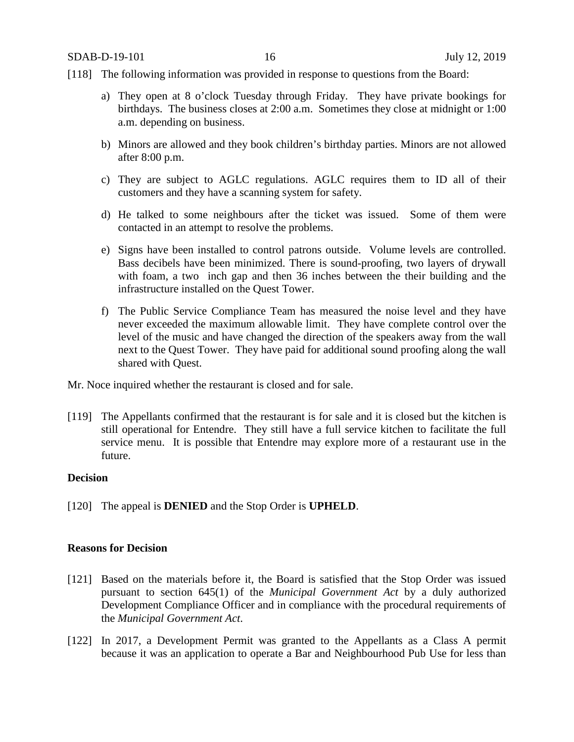[118] The following information was provided in response to questions from the Board:

a) They open at 8 o'clock Tuesday through Friday. They have private bookings for birthdays. The business closes at 2:00 a.m. Sometimes they close at midnight or 1:00 a.m. depending on business.

b) Minors are allowed and they book children's birthday parties. Minors are not allowed after 8:00 p.m.

c) They are subject to AGLC regulations. AGLC requires them to ID all of their customers and they have a scanning system for safety.

d) He talked to some neighbours after the ticket was issued. Some of them were contacted in an attempt to resolve the problems.

e) Signs have been installed to control patrons outside. Volume levels are controlled. Bass decibels have been minimized. There is sound-proofing, two layers of drywall with foam, a two inch gap and then 36 inches between the their building and the infrastructure installed on the Quest Tower.

f) The Public Service Compliance Team has measured the noise level and they have never exceeded the maximum allowable limit. They have complete control over the level of the music and have changed the direction of the speakers away from the wall next to the Quest Tower. They have paid for additional sound proofing along the wall shared with Quest.

Mr. Noce inquired whether the restaurant is closed and for sale.

[119] The Appellants confirmed that the restaurant is for sale and it is closed but the kitchen is still operational for Entendre. They still have a full service kitchen to facilitate the full service menu. It is possible that Entendre may explore more of a restaurant use in the future.

**Decision**

[120] The appeal is **DENIED** and the Stop Order is **UPHELD**.

**Reasons for Decision**

[121] Based on the materials before it, the Board is satisfied that the Stop Order was issued pursuant to section 645(1) of the *Municipal Government Act* by a duly authorized Development Compliance Officer and in compliance with the procedural requirements of the *Municipal Government Act*.

[122] In 2017, a Development Permit was granted to the Appellants as a Class A permit because it was an application to operate a Bar and Neighbourhood Pub Use for less than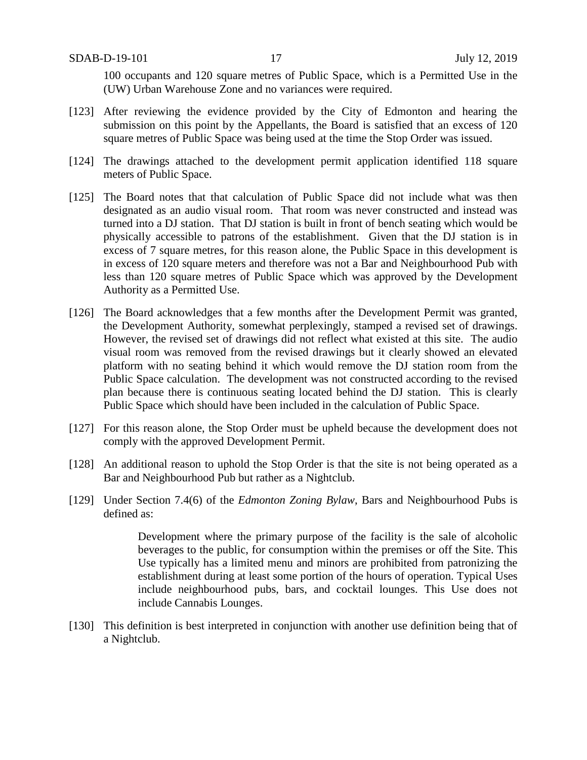100 occupants and 120 square metres of Public Space, which is a Permitted Use in the (UW) Urban Warehouse Zone and no variances were required.

[123] After reviewing the evidence provided by the City of Edmonton and hearing the submission on this point by the Appellants, the Board is satisfied that an excess of 120 square metres of Public Space was being used at the time the Stop Order was issued.

[124] The drawings attached to the development permit application identified 118 square meters of Public Space.

[125] The Board notes that that calculation of Public Space did not include what was then designated as an audio visual room. That room was never constructed and instead was turned into a DJ station. That DJ station is built in front of bench seating which would be physically accessible to patrons of the establishment. Given that the DJ station is in excess of 7 square metres, for this reason alone, the Public Space in this development is in excess of 120 square meters and therefore was not a Bar and Neighbourhood Pub with less than 120 square metres of Public Space which was approved by the Development Authority as a Permitted Use.

[126] The Board acknowledges that a few months after the Development Permit was granted, the Development Authority, somewhat perplexingly, stamped a revised set of drawings. However, the revised set of drawings did not reflect what existed at this site. The audio visual room was removed from the revised drawings but it clearly showed an elevated platform with no seating behind it which would remove the DJ station room from the Public Space calculation. The development was not constructed according to the revised plan because there is continuous seating located behind the DJ station. This is clearly Public Space which should have been included in the calculation of Public Space.

[127] For this reason alone, the Stop Order must be upheld because the development does not comply with the approved Development Permit.

[128] An additional reason to uphold the Stop Order is that the site is not being operated as a Bar and Neighbourhood Pub but rather as a Nightclub.

[129] Under Section 7.4(6) of the *Edmonton Zoning Bylaw*, Bars and Neighbourhood Pubs is defined as:

> Development where the primary purpose of the facility is the sale of alcoholic beverages to the public, for consumption within the premises or off the Site. This Use typically has a limited menu and minors are prohibited from patronizing the establishment during at least some portion of the hours of operation. Typical Uses include neighbourhood pubs, bars, and cocktail lounges. This Use does not include Cannabis Lounges.

[130] This definition is best interpreted in conjunction with another use definition being that of a Nightclub.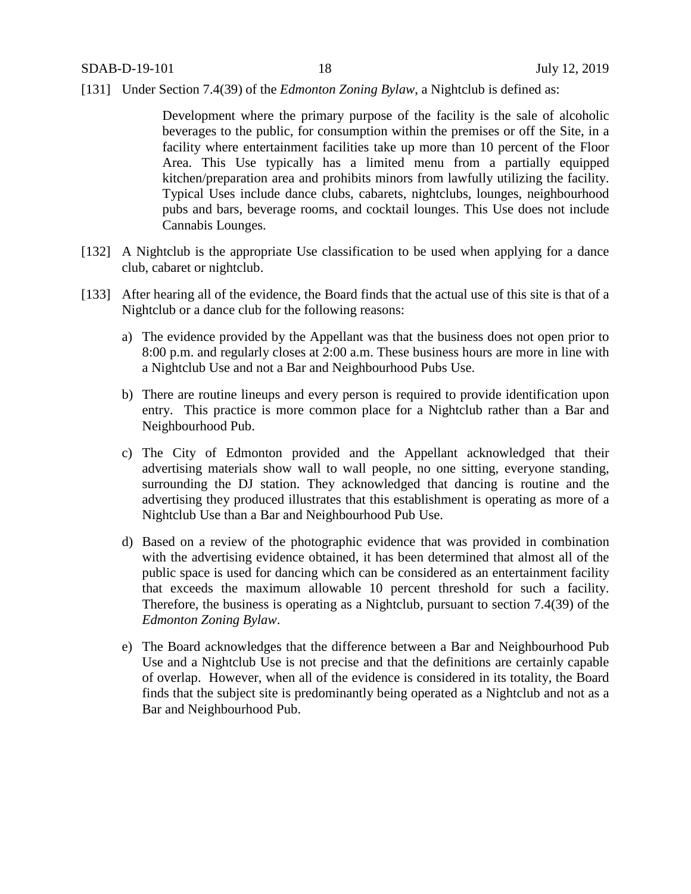[131] Under Section 7.4(39) of the *Edmonton Zoning Bylaw*, a Nightclub is defined as:

> Development where the primary purpose of the facility is the sale of alcoholic beverages to the public, for consumption within the premises or off the Site, in a facility where entertainment facilities take up more than 10 percent of the Floor Area. This Use typically has a limited menu from a partially equipped kitchen/preparation area and prohibits minors from lawfully utilizing the facility. Typical Uses include dance clubs, cabarets, nightclubs, lounges, neighbourhood pubs and bars, beverage rooms, and cocktail lounges. This Use does not include Cannabis Lounges.

[132] A Nightclub is the appropriate Use classification to be used when applying for a dance club, cabaret or nightclub.

[133] After hearing all of the evidence, the Board finds that the actual use of this site is that of a Nightclub or a dance club for the following reasons:

a) The evidence provided by the Appellant was that the business does not open prior to 8:00 p.m. and regularly closes at 2:00 a.m. These business hours are more in line with a Nightclub Use and not a Bar and Neighbourhood Pubs Use.

b) There are routine lineups and every person is required to provide identification upon entry. This practice is more common place for a Nightclub rather than a Bar and Neighbourhood Pub.

c) The City of Edmonton provided and the Appellant acknowledged that their advertising materials show wall to wall people, no one sitting, everyone standing, surrounding the DJ station. They acknowledged that dancing is routine and the advertising they produced illustrates that this establishment is operating as more of a Nightclub Use than a Bar and Neighbourhood Pub Use.

d) Based on a review of the photographic evidence that was provided in combination with the advertising evidence obtained, it has been determined that almost all of the public space is used for dancing which can be considered as an entertainment facility that exceeds the maximum allowable 10 percent threshold for such a facility. Therefore, the business is operating as a Nightclub, pursuant to section 7.4(39) of the *Edmonton Zoning Bylaw*.

e) The Board acknowledges that the difference between a Bar and Neighbourhood Pub Use and a Nightclub Use is not precise and that the definitions are certainly capable of overlap. However, when all of the evidence is considered in its totality, the Board finds that the subject site is predominantly being operated as a Nightclub and not as a Bar and Neighbourhood Pub.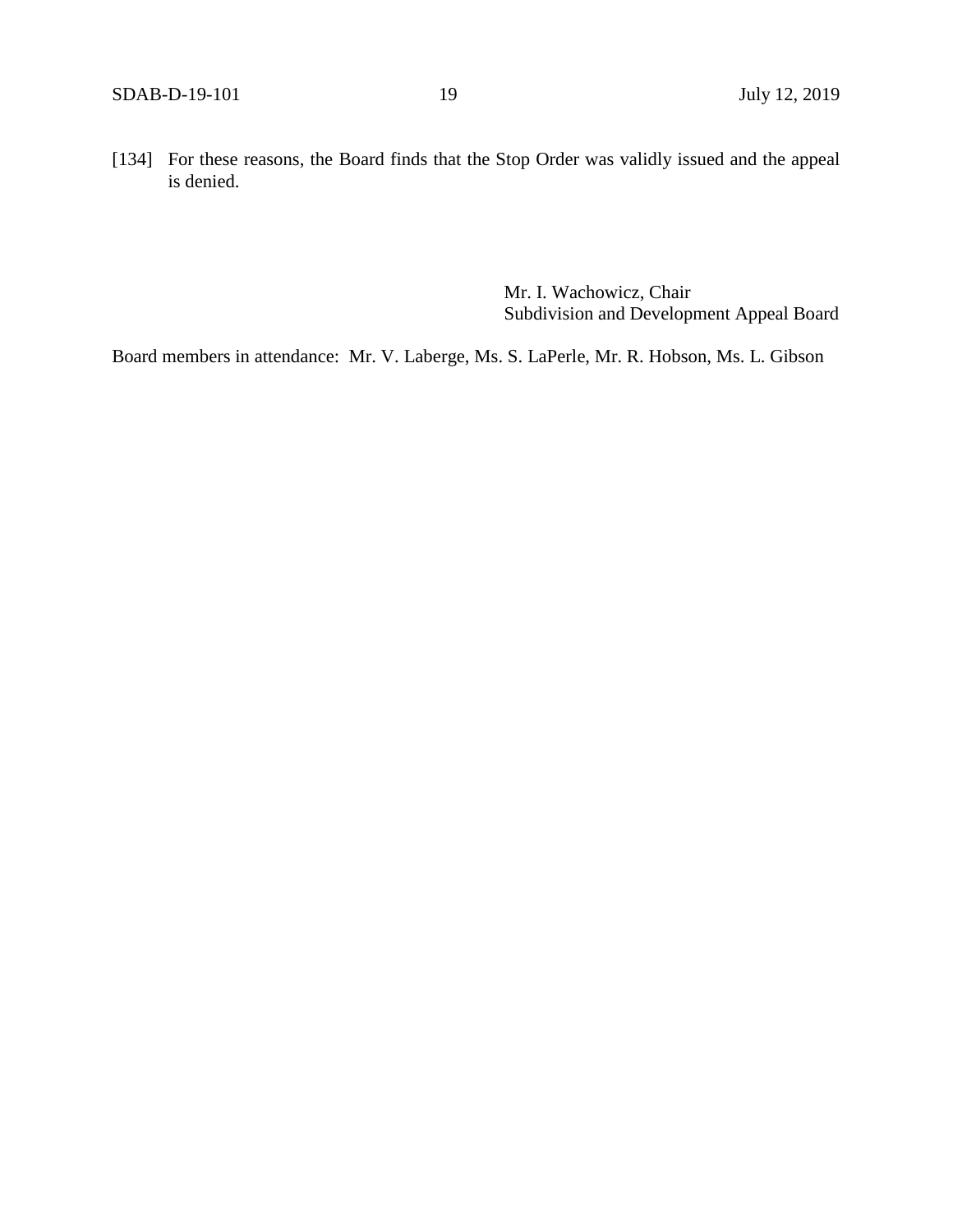[134] For these reasons, the Board finds that the Stop Order was validly issued and the appeal is denied.

Mr. I. Wachowicz, Chair
Subdivision and Development Appeal Board

Board members in attendance: Mr. V. Laberge, Ms. S. LaPerle, Mr. R. Hobson, Ms. L. Gibson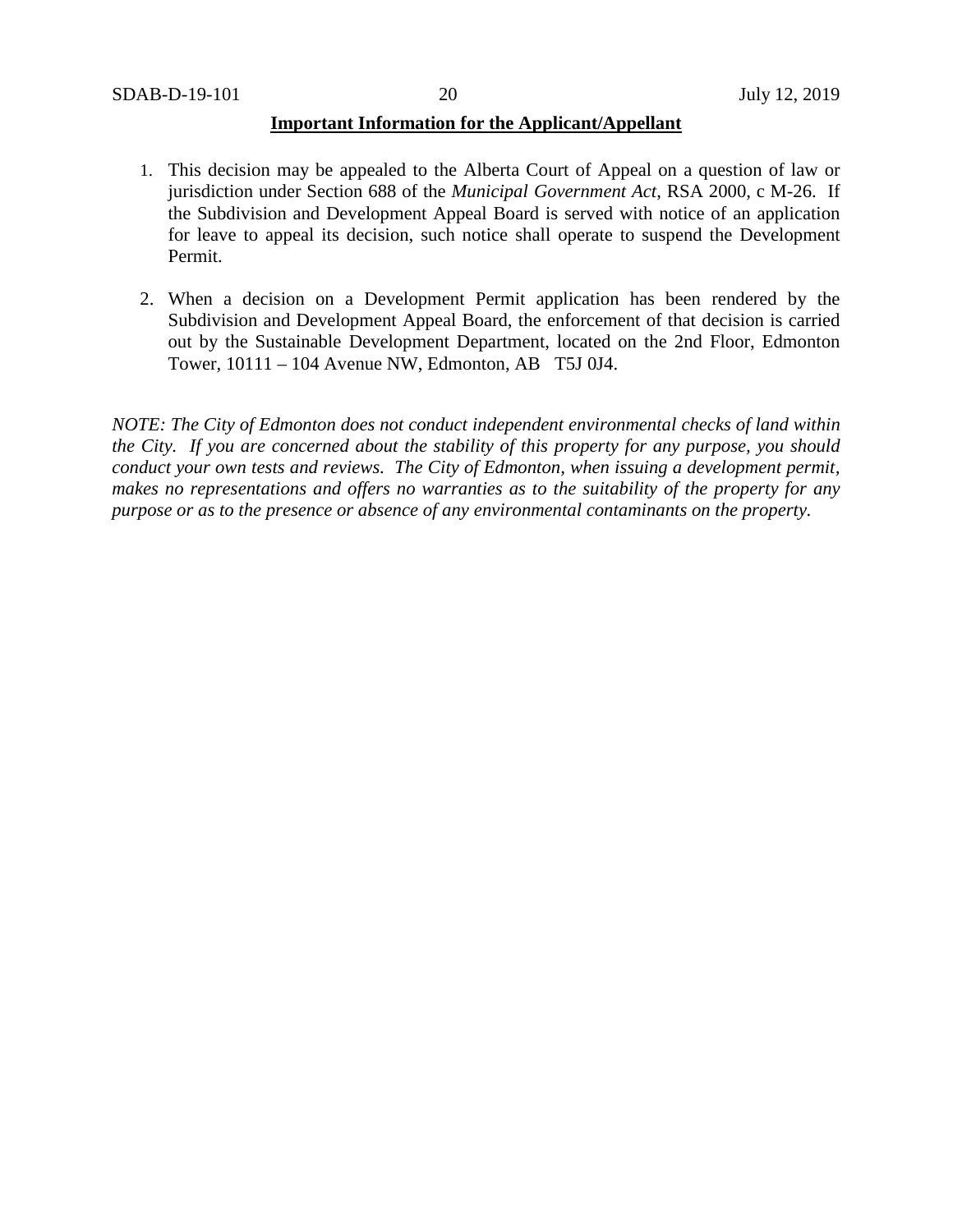**Important Information for the Applicant/Appellant**

1. This decision may be appealed to the Alberta Court of Appeal on a question of law or jurisdiction under Section 688 of the *Municipal Government Act*, RSA 2000, c M-26. If the Subdivision and Development Appeal Board is served with notice of an application for leave to appeal its decision, such notice shall operate to suspend the Development Permit.

2. When a decision on a Development Permit application has been rendered by the Subdivision and Development Appeal Board, the enforcement of that decision is carried out by the Sustainable Development Department, located on the 2nd Floor, Edmonton Tower, 10111 – 104 Avenue NW, Edmonton, AB T5J 0J4.

*NOTE: The City of Edmonton does not conduct independent environmental checks of land within the City. If you are concerned about the stability of this property for any purpose, you should conduct your own tests and reviews. The City of Edmonton, when issuing a development permit, makes no representations and offers no warranties as to the suitability of the property for any purpose or as to the presence or absence of any environmental contaminants on the property.*